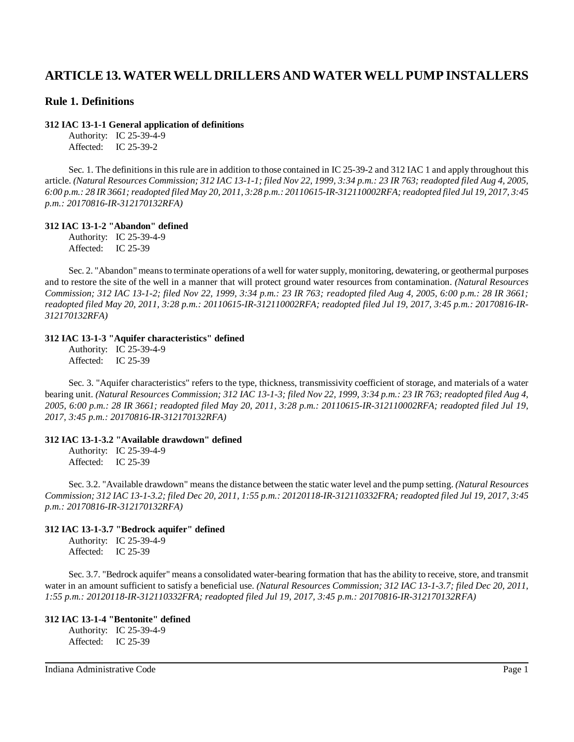# ARTICLE 13. WATER WELL DRILLERS AND WATER WELL PUMP INSTALLERS

## Rule 1. Definitions

**312 IAC 13-1-1 General application of definitions**

Authority: IC 25-39-4-9
Affected: IC 25-39-2

Sec. 1. The definitions in this rule are in addition to those contained in IC 25-39-2 and 312 IAC 1 and apply throughout this article. *(Natural Resources Commission; 312 IAC 13-1-1; filed Nov 22, 1999, 3:34 p.m.: 23 IR 763; readopted filed Aug 4, 2005, 6:00 p.m.: 28 IR 3661; readopted filed May 20, 2011, 3:28 p.m.: 20110615-IR-312110002RFA; readopted filed Jul 19, 2017, 3:45 p.m.: 20170816-IR-312170132RFA)*

**312 IAC 13-1-2 "Abandon" defined**

Authority: IC 25-39-4-9
Affected: IC 25-39

Sec. 2. "Abandon" means to terminate operations of a well for water supply, monitoring, dewatering, or geothermal purposes and to restore the site of the well in a manner that will protect ground water resources from contamination. *(Natural Resources Commission; 312 IAC 13-1-2; filed Nov 22, 1999, 3:34 p.m.: 23 IR 763; readopted filed Aug 4, 2005, 6:00 p.m.: 28 IR 3661; readopted filed May 20, 2011, 3:28 p.m.: 20110615-IR-312110002RFA; readopted filed Jul 19, 2017, 3:45 p.m.: 20170816-IR-312170132RFA)*

**312 IAC 13-1-3 "Aquifer characteristics" defined**

Authority: IC 25-39-4-9
Affected: IC 25-39

Sec. 3. "Aquifer characteristics" refers to the type, thickness, transmissivity coefficient of storage, and materials of a water bearing unit. *(Natural Resources Commission; 312 IAC 13-1-3; filed Nov 22, 1999, 3:34 p.m.: 23 IR 763; readopted filed Aug 4, 2005, 6:00 p.m.: 28 IR 3661; readopted filed May 20, 2011, 3:28 p.m.: 20110615-IR-312110002RFA; readopted filed Jul 19, 2017, 3:45 p.m.: 20170816-IR-312170132RFA)*

**312 IAC 13-1-3.2 "Available drawdown" defined**

Authority: IC 25-39-4-9
Affected: IC 25-39

Sec. 3.2. "Available drawdown" means the distance between the static water level and the pump setting. *(Natural Resources Commission; 312 IAC 13-1-3.2; filed Dec 20, 2011, 1:55 p.m.: 20120118-IR-312110332FRA; readopted filed Jul 19, 2017, 3:45 p.m.: 20170816-IR-312170132RFA)*

**312 IAC 13-1-3.7 "Bedrock aquifer" defined**

Authority: IC 25-39-4-9
Affected: IC 25-39

Sec. 3.7. "Bedrock aquifer" means a consolidated water-bearing formation that has the ability to receive, store, and transmit water in an amount sufficient to satisfy a beneficial use. *(Natural Resources Commission; 312 IAC 13-1-3.7; filed Dec 20, 2011, 1:55 p.m.: 20120118-IR-312110332FRA; readopted filed Jul 19, 2017, 3:45 p.m.: 20170816-IR-312170132RFA)*

**312 IAC 13-1-4 "Bentonite" defined**

Authority: IC 25-39-4-9
Affected: IC 25-39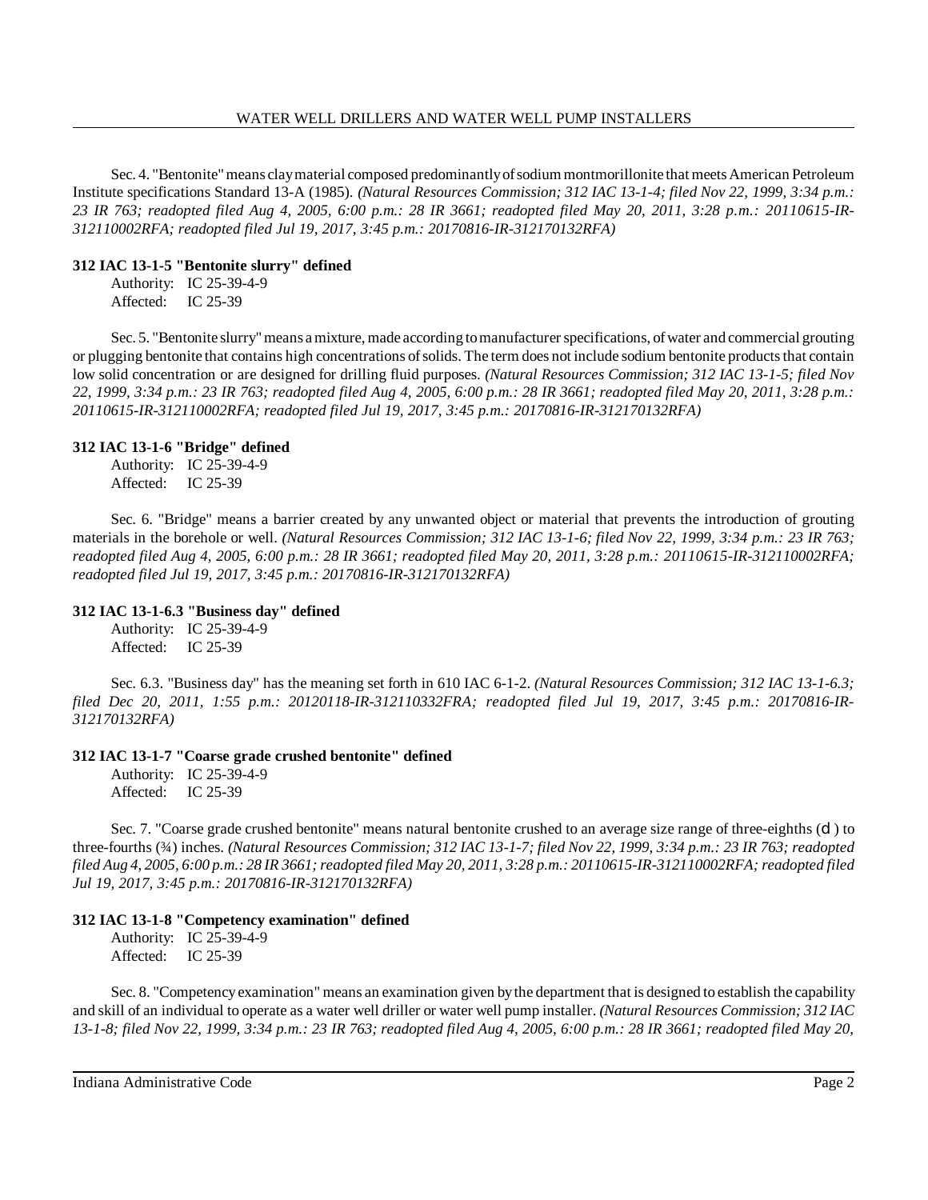Sec. 4. "Bentonite" means clay material composed predominantly of sodium montmorillonite that meets American Petroleum Institute specifications Standard 13-A (1985). *(Natural Resources Commission; 312 IAC 13-1-4; filed Nov 22, 1999, 3:34 p.m.: 23 IR 763; readopted filed Aug 4, 2005, 6:00 p.m.: 28 IR 3661; readopted filed May 20, 2011, 3:28 p.m.: 20110615-IR-312110002RFA; readopted filed Jul 19, 2017, 3:45 p.m.: 20170816-IR-312170132RFA)*

**312 IAC 13-1-5 "Bentonite slurry" defined**

Authority: IC 25-39-4-9
Affected: IC 25-39

Sec. 5. "Bentonite slurry" means a mixture, made according to manufacturer specifications, of water and commercial grouting or plugging bentonite that contains high concentrations of solids. The term does not include sodium bentonite products that contain low solid concentration or are designed for drilling fluid purposes. *(Natural Resources Commission; 312 IAC 13-1-5; filed Nov 22, 1999, 3:34 p.m.: 23 IR 763; readopted filed Aug 4, 2005, 6:00 p.m.: 28 IR 3661; readopted filed May 20, 2011, 3:28 p.m.: 20110615-IR-312110002RFA; readopted filed Jul 19, 2017, 3:45 p.m.: 20170816-IR-312170132RFA)*

**312 IAC 13-1-6 "Bridge" defined**

Authority: IC 25-39-4-9
Affected: IC 25-39

Sec. 6. "Bridge" means a barrier created by any unwanted object or material that prevents the introduction of grouting materials in the borehole or well. *(Natural Resources Commission; 312 IAC 13-1-6; filed Nov 22, 1999, 3:34 p.m.: 23 IR 763; readopted filed Aug 4, 2005, 6:00 p.m.: 28 IR 3661; readopted filed May 20, 2011, 3:28 p.m.: 20110615-IR-312110002RFA; readopted filed Jul 19, 2017, 3:45 p.m.: 20170816-IR-312170132RFA)*

**312 IAC 13-1-6.3 "Business day" defined**

Authority: IC 25-39-4-9
Affected: IC 25-39

Sec. 6.3. "Business day" has the meaning set forth in 610 IAC 6-1-2. *(Natural Resources Commission; 312 IAC 13-1-6.3; filed Dec 20, 2011, 1:55 p.m.: 20120118-IR-312110332FRA; readopted filed Jul 19, 2017, 3:45 p.m.: 20170816-IR-312170132RFA)*

**312 IAC 13-1-7 "Coarse grade crushed bentonite" defined**

Authority: IC 25-39-4-9
Affected: IC 25-39

Sec. 7. "Coarse grade crushed bentonite" means natural bentonite crushed to an average size range of three-eighths (⅜) to three-fourths (¾) inches. *(Natural Resources Commission; 312 IAC 13-1-7; filed Nov 22, 1999, 3:34 p.m.: 23 IR 763; readopted filed Aug 4, 2005, 6:00 p.m.: 28 IR 3661; readopted filed May 20, 2011, 3:28 p.m.: 20110615-IR-312110002RFA; readopted filed Jul 19, 2017, 3:45 p.m.: 20170816-IR-312170132RFA)*

**312 IAC 13-1-8 "Competency examination" defined**

Authority: IC 25-39-4-9
Affected: IC 25-39

Sec. 8. "Competency examination" means an examination given by the department that is designed to establish the capability and skill of an individual to operate as a water well driller or water well pump installer. *(Natural Resources Commission; 312 IAC 13-1-8; filed Nov 22, 1999, 3:34 p.m.: 23 IR 763; readopted filed Aug 4, 2005, 6:00 p.m.: 28 IR 3661; readopted filed May 20,*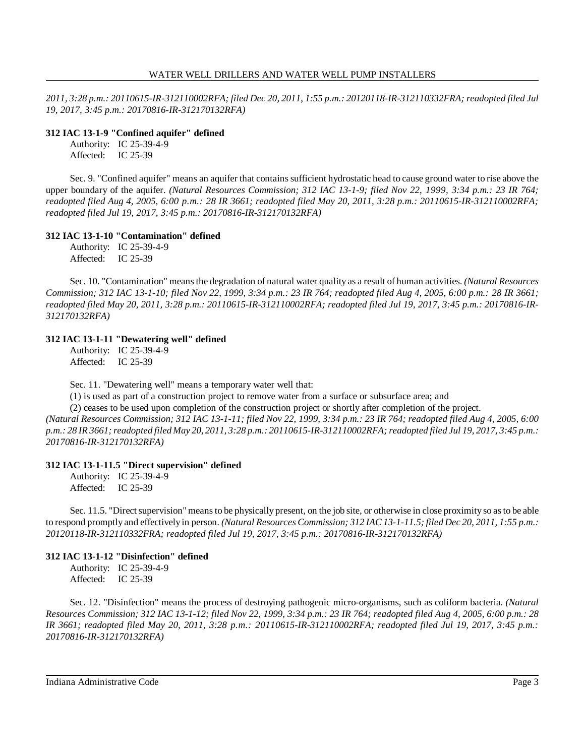*2011, 3:28 p.m.: 20110615-IR-312110002RFA; filed Dec 20, 2011, 1:55 p.m.: 20120118-IR-312110332FRA; readopted filed Jul 19, 2017, 3:45 p.m.: 20170816-IR-312170132RFA)*

### 312 IAC 13-1-9 "Confined aquifer" defined

Authority: IC 25-39-4-9
Affected: IC 25-39

Sec. 9. "Confined aquifer" means an aquifer that contains sufficient hydrostatic head to cause ground water to rise above the upper boundary of the aquifer. *(Natural Resources Commission; 312 IAC 13-1-9; filed Nov 22, 1999, 3:34 p.m.: 23 IR 764; readopted filed Aug 4, 2005, 6:00 p.m.: 28 IR 3661; readopted filed May 20, 2011, 3:28 p.m.: 20110615-IR-312110002RFA; readopted filed Jul 19, 2017, 3:45 p.m.: 20170816-IR-312170132RFA)*

### 312 IAC 13-1-10 "Contamination" defined

Authority: IC 25-39-4-9
Affected: IC 25-39

Sec. 10. "Contamination" means the degradation of natural water quality as a result of human activities. *(Natural Resources Commission; 312 IAC 13-1-10; filed Nov 22, 1999, 3:34 p.m.: 23 IR 764; readopted filed Aug 4, 2005, 6:00 p.m.: 28 IR 3661; readopted filed May 20, 2011, 3:28 p.m.: 20110615-IR-312110002RFA; readopted filed Jul 19, 2017, 3:45 p.m.: 20170816-IR-312170132RFA)*

### 312 IAC 13-1-11 "Dewatering well" defined

Authority: IC 25-39-4-9
Affected: IC 25-39

Sec. 11. "Dewatering well" means a temporary water well that:

(1) is used as part of a construction project to remove water from a surface or subsurface area; and

(2) ceases to be used upon completion of the construction project or shortly after completion of the project.

*(Natural Resources Commission; 312 IAC 13-1-11; filed Nov 22, 1999, 3:34 p.m.: 23 IR 764; readopted filed Aug 4, 2005, 6:00 p.m.: 28 IR 3661; readopted filed May 20, 2011, 3:28 p.m.: 20110615-IR-312110002RFA; readopted filed Jul 19, 2017, 3:45 p.m.: 20170816-IR-312170132RFA)*

### 312 IAC 13-1-11.5 "Direct supervision" defined

Authority: IC 25-39-4-9
Affected: IC 25-39

Sec. 11.5. "Direct supervision" means to be physically present, on the job site, or otherwise in close proximity so as to be able to respond promptly and effectively in person. *(Natural Resources Commission; 312 IAC 13-1-11.5; filed Dec 20, 2011, 1:55 p.m.: 20120118-IR-312110332FRA; readopted filed Jul 19, 2017, 3:45 p.m.: 20170816-IR-312170132RFA)*

### 312 IAC 13-1-12 "Disinfection" defined

Authority: IC 25-39-4-9
Affected: IC 25-39

Sec. 12. "Disinfection" means the process of destroying pathogenic micro-organisms, such as coliform bacteria. *(Natural Resources Commission; 312 IAC 13-1-12; filed Nov 22, 1999, 3:34 p.m.: 23 IR 764; readopted filed Aug 4, 2005, 6:00 p.m.: 28 IR 3661; readopted filed May 20, 2011, 3:28 p.m.: 20110615-IR-312110002RFA; readopted filed Jul 19, 2017, 3:45 p.m.: 20170816-IR-312170132RFA)*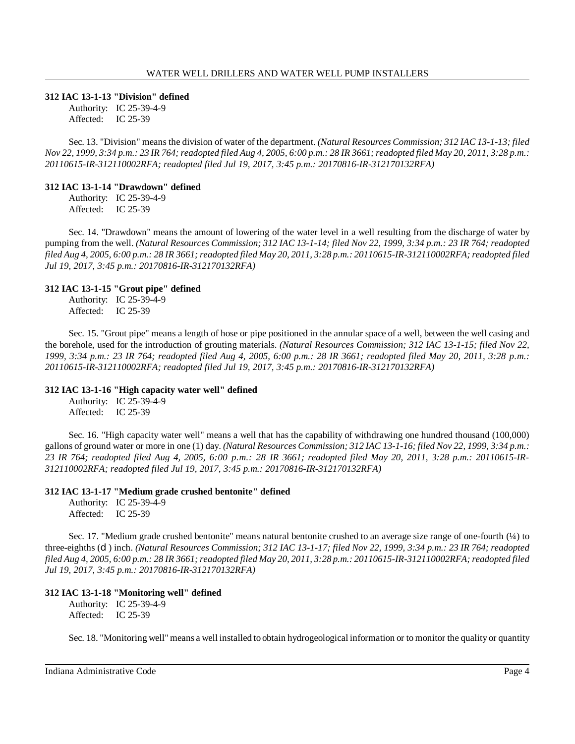**312 IAC 13-1-13 "Division" defined**

Authority: IC 25-39-4-9
Affected: IC 25-39

Sec. 13. "Division" means the division of water of the department. *(Natural Resources Commission; 312 IAC 13-1-13; filed Nov 22, 1999, 3:34 p.m.: 23 IR 764; readopted filed Aug 4, 2005, 6:00 p.m.: 28 IR 3661; readopted filed May 20, 2011, 3:28 p.m.: 20110615-IR-312110002RFA; readopted filed Jul 19, 2017, 3:45 p.m.: 20170816-IR-312170132RFA)*

**312 IAC 13-1-14 "Drawdown" defined**

Authority: IC 25-39-4-9
Affected: IC 25-39

Sec. 14. "Drawdown" means the amount of lowering of the water level in a well resulting from the discharge of water by pumping from the well. *(Natural Resources Commission; 312 IAC 13-1-14; filed Nov 22, 1999, 3:34 p.m.: 23 IR 764; readopted filed Aug 4, 2005, 6:00 p.m.: 28 IR 3661; readopted filed May 20, 2011, 3:28 p.m.: 20110615-IR-312110002RFA; readopted filed Jul 19, 2017, 3:45 p.m.: 20170816-IR-312170132RFA)*

**312 IAC 13-1-15 "Grout pipe" defined**

Authority: IC 25-39-4-9
Affected: IC 25-39

Sec. 15. "Grout pipe" means a length of hose or pipe positioned in the annular space of a well, between the well casing and the borehole, used for the introduction of grouting materials. *(Natural Resources Commission; 312 IAC 13-1-15; filed Nov 22, 1999, 3:34 p.m.: 23 IR 764; readopted filed Aug 4, 2005, 6:00 p.m.: 28 IR 3661; readopted filed May 20, 2011, 3:28 p.m.: 20110615-IR-312110002RFA; readopted filed Jul 19, 2017, 3:45 p.m.: 20170816-IR-312170132RFA)*

**312 IAC 13-1-16 "High capacity water well" defined**

Authority: IC 25-39-4-9
Affected: IC 25-39

Sec. 16. "High capacity water well" means a well that has the capability of withdrawing one hundred thousand (100,000) gallons of ground water or more in one (1) day. *(Natural Resources Commission; 312 IAC 13-1-16; filed Nov 22, 1999, 3:34 p.m.: 23 IR 764; readopted filed Aug 4, 2005, 6:00 p.m.: 28 IR 3661; readopted filed May 20, 2011, 3:28 p.m.: 20110615-IR-312110002RFA; readopted filed Jul 19, 2017, 3:45 p.m.: 20170816-IR-312170132RFA)*

**312 IAC 13-1-17 "Medium grade crushed bentonite" defined**

Authority: IC 25-39-4-9
Affected: IC 25-39

Sec. 17. "Medium grade crushed bentonite" means natural bentonite crushed to an average size range of one-fourth (¼) to three-eighths (d ) inch. *(Natural Resources Commission; 312 IAC 13-1-17; filed Nov 22, 1999, 3:34 p.m.: 23 IR 764; readopted filed Aug 4, 2005, 6:00 p.m.: 28 IR 3661; readopted filed May 20, 2011, 3:28 p.m.: 20110615-IR-312110002RFA; readopted filed Jul 19, 2017, 3:45 p.m.: 20170816-IR-312170132RFA)*

**312 IAC 13-1-18 "Monitoring well" defined**

Authority: IC 25-39-4-9
Affected: IC 25-39

Sec. 18. "Monitoring well" means a well installed to obtain hydrogeological information or to monitor the quality or quantity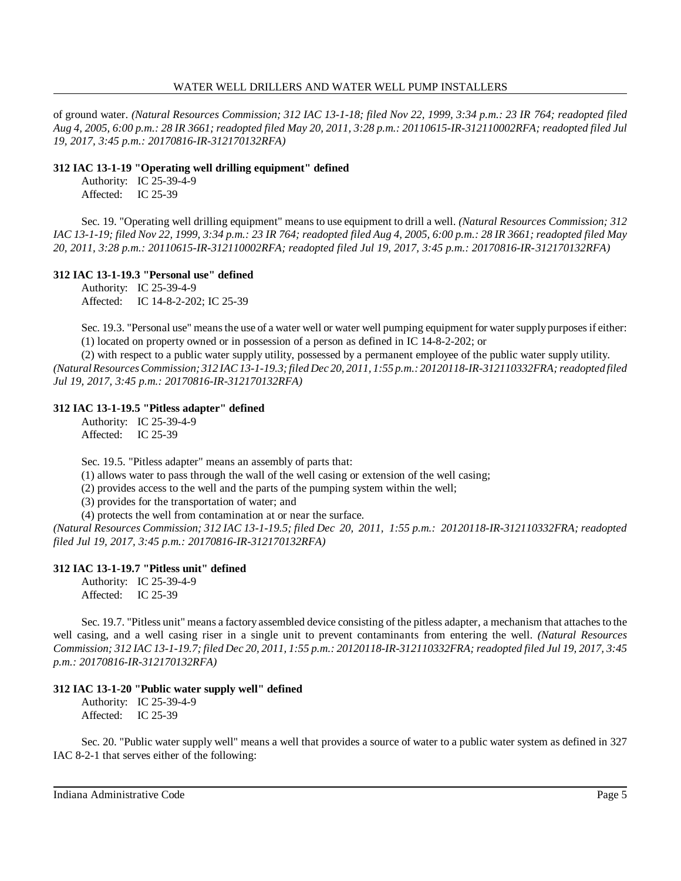of ground water. *(Natural Resources Commission; 312 IAC 13-1-18; filed Nov 22, 1999, 3:34 p.m.: 23 IR 764; readopted filed Aug 4, 2005, 6:00 p.m.: 28 IR 3661; readopted filed May 20, 2011, 3:28 p.m.: 20110615-IR-312110002RFA; readopted filed Jul 19, 2017, 3:45 p.m.: 20170816-IR-312170132RFA)*

**312 IAC 13-1-19 "Operating well drilling equipment" defined**

Authority: IC 25-39-4-9
Affected: IC 25-39

Sec. 19. "Operating well drilling equipment" means to use equipment to drill a well. *(Natural Resources Commission; 312 IAC 13-1-19; filed Nov 22, 1999, 3:34 p.m.: 23 IR 764; readopted filed Aug 4, 2005, 6:00 p.m.: 28 IR 3661; readopted filed May 20, 2011, 3:28 p.m.: 20110615-IR-312110002RFA; readopted filed Jul 19, 2017, 3:45 p.m.: 20170816-IR-312170132RFA)*

**312 IAC 13-1-19.3 "Personal use" defined**

Authority: IC 25-39-4-9
Affected: IC 14-8-2-202; IC 25-39

Sec. 19.3. "Personal use" means the use of a water well or water well pumping equipment for water supply purposes if either:

(1) located on property owned or in possession of a person as defined in IC 14-8-2-202; or

(2) with respect to a public water supply utility, possessed by a permanent employee of the public water supply utility.

*(Natural Resources Commission; 312 IAC 13-1-19.3; filed Dec 20, 2011, 1:55 p.m.: 20120118-IR-312110332FRA; readopted filed Jul 19, 2017, 3:45 p.m.: 20170816-IR-312170132RFA)*

**312 IAC 13-1-19.5 "Pitless adapter" defined**

Authority: IC 25-39-4-9
Affected: IC 25-39

Sec. 19.5. "Pitless adapter" means an assembly of parts that:

(1) allows water to pass through the wall of the well casing or extension of the well casing;

(2) provides access to the well and the parts of the pumping system within the well;

(3) provides for the transportation of water; and

(4) protects the well from contamination at or near the surface.

*(Natural Resources Commission; 312 IAC 13-1-19.5; filed Dec 20, 2011, 1:55 p.m.: 20120118-IR-312110332FRA; readopted filed Jul 19, 2017, 3:45 p.m.: 20170816-IR-312170132RFA)*

**312 IAC 13-1-19.7 "Pitless unit" defined**

Authority: IC 25-39-4-9
Affected: IC 25-39

Sec. 19.7. "Pitless unit" means a factory assembled device consisting of the pitless adapter, a mechanism that attaches to the well casing, and a well casing riser in a single unit to prevent contaminants from entering the well. *(Natural Resources Commission; 312 IAC 13-1-19.7; filed Dec 20, 2011, 1:55 p.m.: 20120118-IR-312110332FRA; readopted filed Jul 19, 2017, 3:45 p.m.: 20170816-IR-312170132RFA)*

**312 IAC 13-1-20 "Public water supply well" defined**

Authority: IC 25-39-4-9
Affected: IC 25-39

Sec. 20. "Public water supply well" means a well that provides a source of water to a public water system as defined in 327 IAC 8-2-1 that serves either of the following: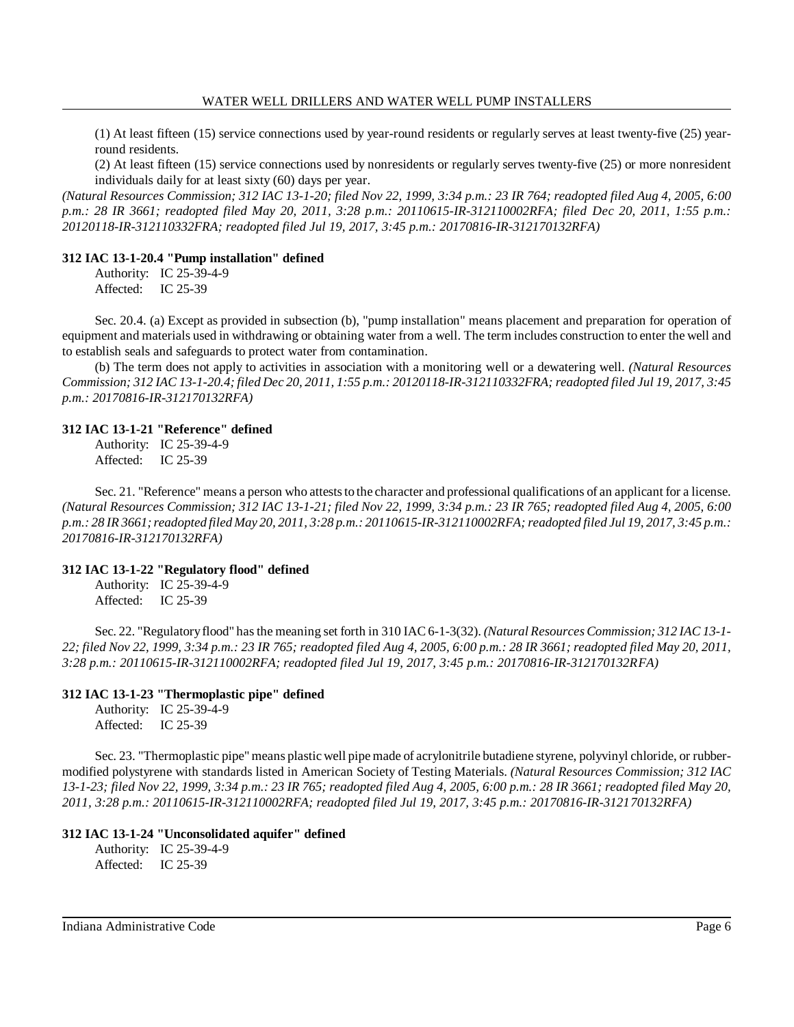(1) At least fifteen (15) service connections used by year-round residents or regularly serves at least twenty-five (25) year-round residents.

(2) At least fifteen (15) service connections used by nonresidents or regularly serves twenty-five (25) or more nonresident individuals daily for at least sixty (60) days per year.

*(Natural Resources Commission; 312 IAC 13-1-20; filed Nov 22, 1999, 3:34 p.m.: 23 IR 764; readopted filed Aug 4, 2005, 6:00 p.m.: 28 IR 3661; readopted filed May 20, 2011, 3:28 p.m.: 20110615-IR-312110002RFA; filed Dec 20, 2011, 1:55 p.m.: 20120118-IR-312110332FRA; readopted filed Jul 19, 2017, 3:45 p.m.: 20170816-IR-312170132RFA)*

**312 IAC 13-1-20.4 "Pump installation" defined**

Authority: IC 25-39-4-9
Affected: IC 25-39

Sec. 20.4. (a) Except as provided in subsection (b), "pump installation" means placement and preparation for operation of equipment and materials used in withdrawing or obtaining water from a well. The term includes construction to enter the well and to establish seals and safeguards to protect water from contamination.

(b) The term does not apply to activities in association with a monitoring well or a dewatering well. *(Natural Resources Commission; 312 IAC 13-1-20.4; filed Dec 20, 2011, 1:55 p.m.: 20120118-IR-312110332FRA; readopted filed Jul 19, 2017, 3:45 p.m.: 20170816-IR-312170132RFA)*

**312 IAC 13-1-21 "Reference" defined**

Authority: IC 25-39-4-9
Affected: IC 25-39

Sec. 21. "Reference" means a person who attests to the character and professional qualifications of an applicant for a license. *(Natural Resources Commission; 312 IAC 13-1-21; filed Nov 22, 1999, 3:34 p.m.: 23 IR 765; readopted filed Aug 4, 2005, 6:00 p.m.: 28 IR 3661; readopted filed May 20, 2011, 3:28 p.m.: 20110615-IR-312110002RFA; readopted filed Jul 19, 2017, 3:45 p.m.: 20170816-IR-312170132RFA)*

**312 IAC 13-1-22 "Regulatory flood" defined**

Authority: IC 25-39-4-9
Affected: IC 25-39

Sec. 22. "Regulatory flood" has the meaning set forth in 310 IAC 6-1-3(32). *(Natural Resources Commission; 312 IAC 13-1-22; filed Nov 22, 1999, 3:34 p.m.: 23 IR 765; readopted filed Aug 4, 2005, 6:00 p.m.: 28 IR 3661; readopted filed May 20, 2011, 3:28 p.m.: 20110615-IR-312110002RFA; readopted filed Jul 19, 2017, 3:45 p.m.: 20170816-IR-312170132RFA)*

**312 IAC 13-1-23 "Thermoplastic pipe" defined**

Authority: IC 25-39-4-9
Affected: IC 25-39

Sec. 23. "Thermoplastic pipe" means plastic well pipe made of acrylonitrile butadiene styrene, polyvinyl chloride, or rubber-modified polystyrene with standards listed in American Society of Testing Materials. *(Natural Resources Commission; 312 IAC 13-1-23; filed Nov 22, 1999, 3:34 p.m.: 23 IR 765; readopted filed Aug 4, 2005, 6:00 p.m.: 28 IR 3661; readopted filed May 20, 2011, 3:28 p.m.: 20110615-IR-312110002RFA; readopted filed Jul 19, 2017, 3:45 p.m.: 20170816-IR-312170132RFA)*

**312 IAC 13-1-24 "Unconsolidated aquifer" defined**

Authority: IC 25-39-4-9
Affected: IC 25-39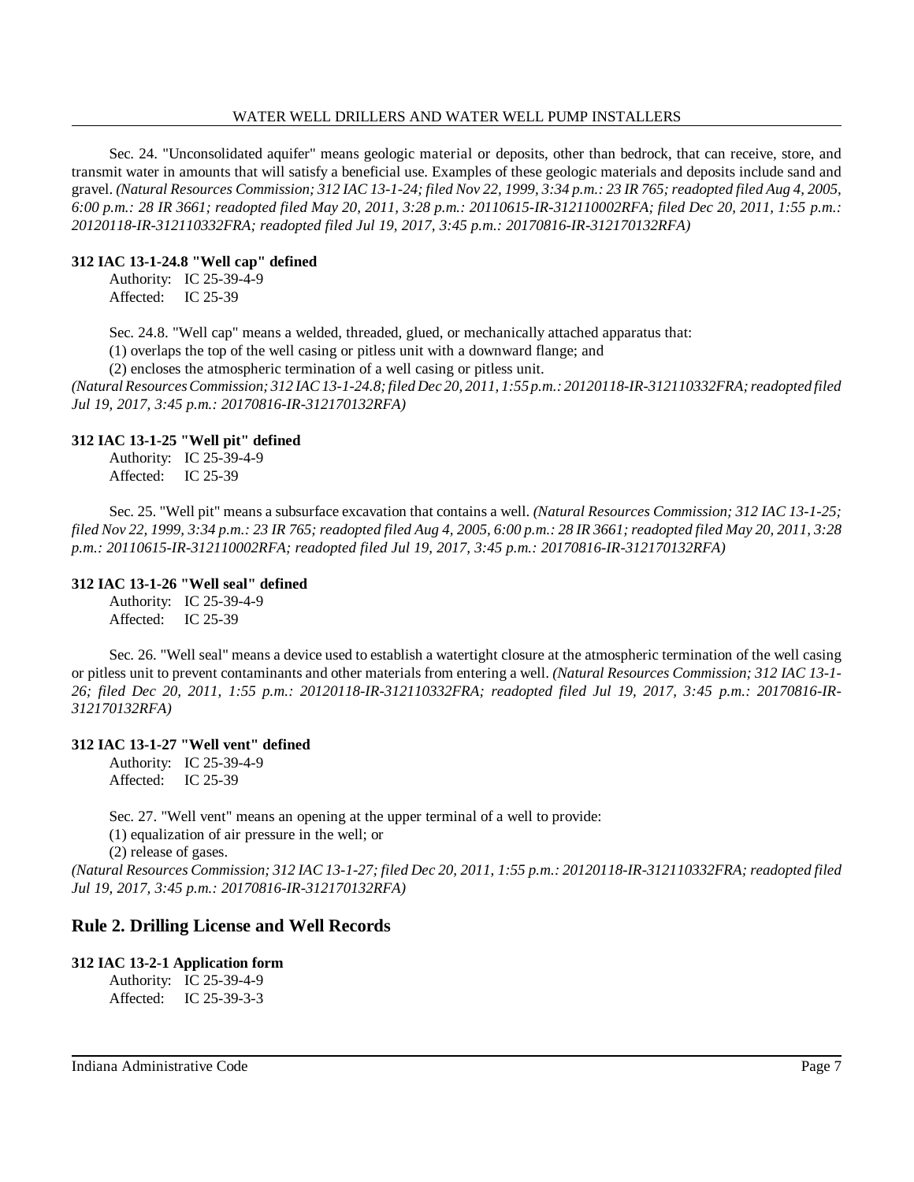Sec. 24. "Unconsolidated aquifer" means geologic material or deposits, other than bedrock, that can receive, store, and transmit water in amounts that will satisfy a beneficial use. Examples of these geologic materials and deposits include sand and gravel. *(Natural Resources Commission; 312 IAC 13-1-24; filed Nov 22, 1999, 3:34 p.m.: 23 IR 765; readopted filed Aug 4, 2005, 6:00 p.m.: 28 IR 3661; readopted filed May 20, 2011, 3:28 p.m.: 20110615-IR-312110002RFA; filed Dec 20, 2011, 1:55 p.m.: 20120118-IR-312110332FRA; readopted filed Jul 19, 2017, 3:45 p.m.: 20170816-IR-312170132RFA)*

**312 IAC 13-1-24.8 "Well cap" defined**

Authority: IC 25-39-4-9
Affected: IC 25-39

Sec. 24.8. "Well cap" means a welded, threaded, glued, or mechanically attached apparatus that:

(1) overlaps the top of the well casing or pitless unit with a downward flange; and

(2) encloses the atmospheric termination of a well casing or pitless unit.

*(Natural Resources Commission; 312 IAC 13-1-24.8; filed Dec 20, 2011, 1:55 p.m.: 20120118-IR-312110332FRA; readopted filed Jul 19, 2017, 3:45 p.m.: 20170816-IR-312170132RFA)*

**312 IAC 13-1-25 "Well pit" defined**

Authority: IC 25-39-4-9
Affected: IC 25-39

Sec. 25. "Well pit" means a subsurface excavation that contains a well. *(Natural Resources Commission; 312 IAC 13-1-25; filed Nov 22, 1999, 3:34 p.m.: 23 IR 765; readopted filed Aug 4, 2005, 6:00 p.m.: 28 IR 3661; readopted filed May 20, 2011, 3:28 p.m.: 20110615-IR-312110002RFA; readopted filed Jul 19, 2017, 3:45 p.m.: 20170816-IR-312170132RFA)*

**312 IAC 13-1-26 "Well seal" defined**

Authority: IC 25-39-4-9
Affected: IC 25-39

Sec. 26. "Well seal" means a device used to establish a watertight closure at the atmospheric termination of the well casing or pitless unit to prevent contaminants and other materials from entering a well. *(Natural Resources Commission; 312 IAC 13-1-26; filed Dec 20, 2011, 1:55 p.m.: 20120118-IR-312110332FRA; readopted filed Jul 19, 2017, 3:45 p.m.: 20170816-IR-312170132RFA)*

**312 IAC 13-1-27 "Well vent" defined**

Authority: IC 25-39-4-9
Affected: IC 25-39

Sec. 27. "Well vent" means an opening at the upper terminal of a well to provide:

(1) equalization of air pressure in the well; or

(2) release of gases.

*(Natural Resources Commission; 312 IAC 13-1-27; filed Dec 20, 2011, 1:55 p.m.: 20120118-IR-312110332FRA; readopted filed Jul 19, 2017, 3:45 p.m.: 20170816-IR-312170132RFA)*

## Rule 2. Drilling License and Well Records

**312 IAC 13-2-1 Application form**

Authority: IC 25-39-4-9
Affected: IC 25-39-3-3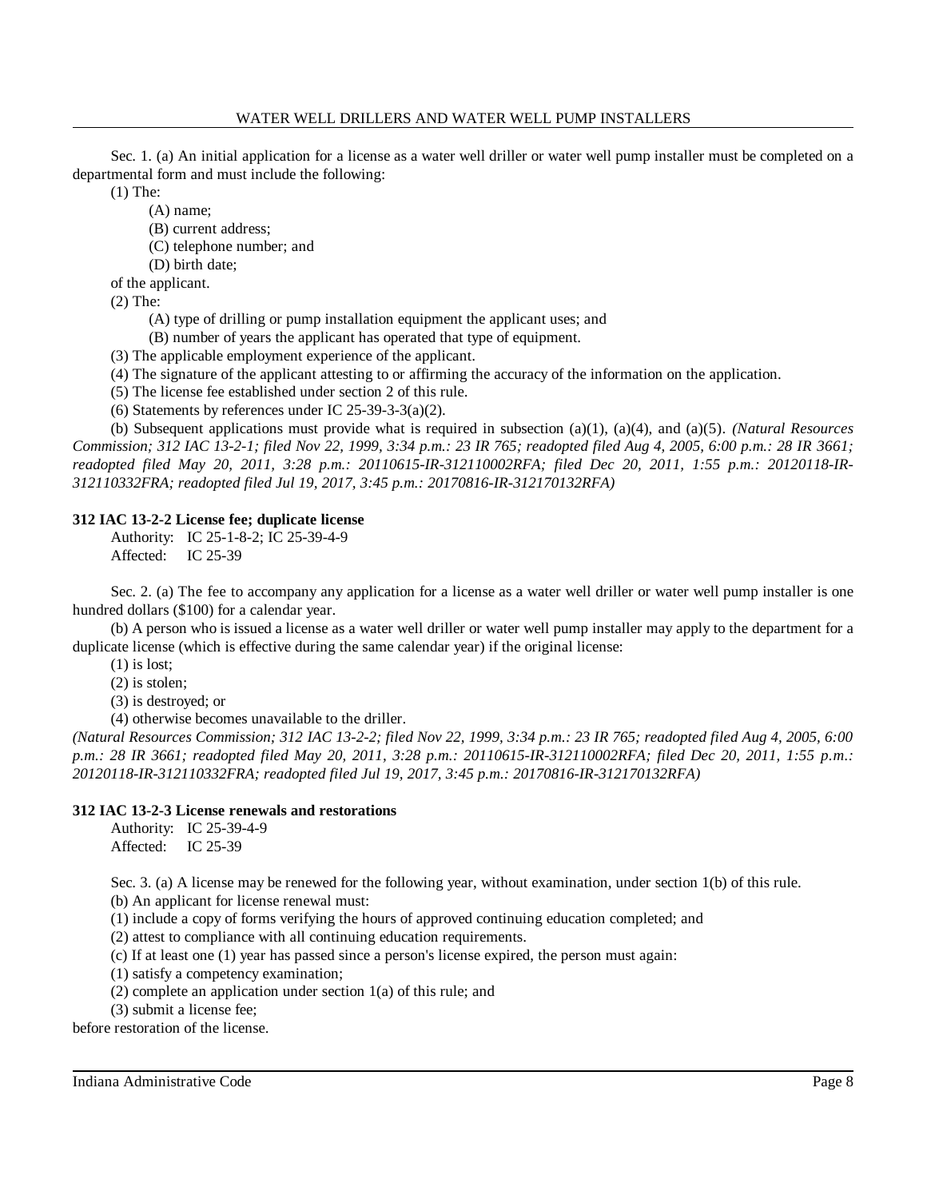Sec. 1. (a) An initial application for a license as a water well driller or water well pump installer must be completed on a departmental form and must include the following:

(1) The:

(A) name;

(B) current address;

(C) telephone number; and

(D) birth date;

of the applicant.

(2) The:

(A) type of drilling or pump installation equipment the applicant uses; and

(B) number of years the applicant has operated that type of equipment.

(3) The applicable employment experience of the applicant.

(4) The signature of the applicant attesting to or affirming the accuracy of the information on the application.

(5) The license fee established under section 2 of this rule.

(6) Statements by references under IC 25-39-3-3(a)(2).

(b) Subsequent applications must provide what is required in subsection (a)(1), (a)(4), and (a)(5). *(Natural Resources Commission; 312 IAC 13-2-1; filed Nov 22, 1999, 3:34 p.m.: 23 IR 765; readopted filed Aug 4, 2005, 6:00 p.m.: 28 IR 3661; readopted filed May 20, 2011, 3:28 p.m.: 20110615-IR-312110002RFA; filed Dec 20, 2011, 1:55 p.m.: 20120118-IR-312110332FRA; readopted filed Jul 19, 2017, 3:45 p.m.: 20170816-IR-312170132RFA)*

**312 IAC 13-2-2 License fee; duplicate license**

Authority: IC 25-1-8-2; IC 25-39-4-9
Affected: IC 25-39

Sec. 2. (a) The fee to accompany any application for a license as a water well driller or water well pump installer is one hundred dollars ($100) for a calendar year.

(b) A person who is issued a license as a water well driller or water well pump installer may apply to the department for a duplicate license (which is effective during the same calendar year) if the original license:

(1) is lost;

(2) is stolen;

(3) is destroyed; or

(4) otherwise becomes unavailable to the driller.

*(Natural Resources Commission; 312 IAC 13-2-2; filed Nov 22, 1999, 3:34 p.m.: 23 IR 765; readopted filed Aug 4, 2005, 6:00 p.m.: 28 IR 3661; readopted filed May 20, 2011, 3:28 p.m.: 20110615-IR-312110002RFA; filed Dec 20, 2011, 1:55 p.m.: 20120118-IR-312110332FRA; readopted filed Jul 19, 2017, 3:45 p.m.: 20170816-IR-312170132RFA)*

**312 IAC 13-2-3 License renewals and restorations**

Authority: IC 25-39-4-9
Affected: IC 25-39

Sec. 3. (a) A license may be renewed for the following year, without examination, under section 1(b) of this rule.

(b) An applicant for license renewal must:

(1) include a copy of forms verifying the hours of approved continuing education completed; and

(2) attest to compliance with all continuing education requirements.

(c) If at least one (1) year has passed since a person's license expired, the person must again:

(1) satisfy a competency examination;

(2) complete an application under section 1(a) of this rule; and

(3) submit a license fee;

before restoration of the license.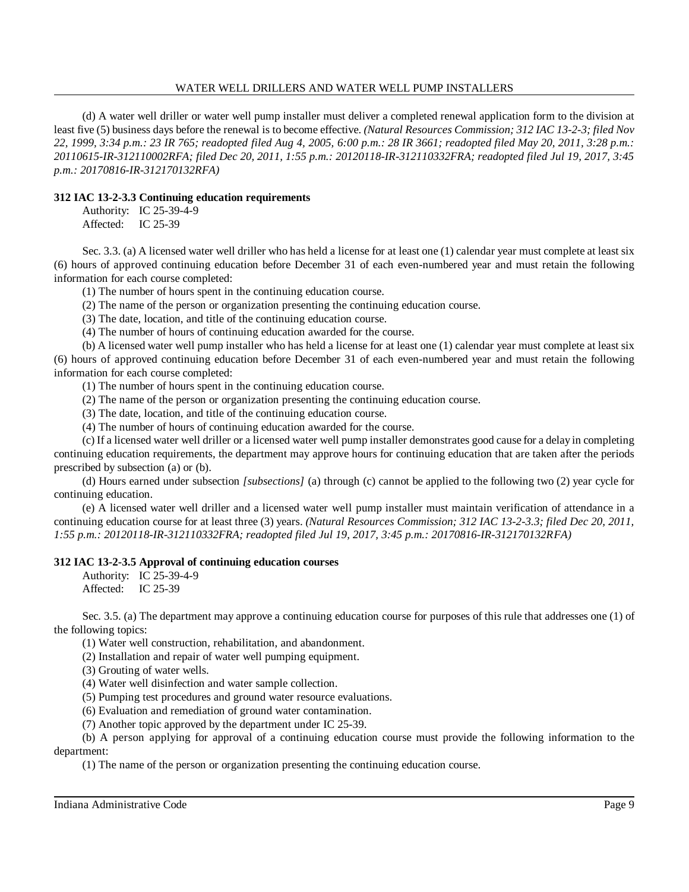(d) A water well driller or water well pump installer must deliver a completed renewal application form to the division at least five (5) business days before the renewal is to become effective. *(Natural Resources Commission; 312 IAC 13-2-3; filed Nov 22, 1999, 3:34 p.m.: 23 IR 765; readopted filed Aug 4, 2005, 6:00 p.m.: 28 IR 3661; readopted filed May 20, 2011, 3:28 p.m.: 20110615-IR-312110002RFA; filed Dec 20, 2011, 1:55 p.m.: 20120118-IR-312110332FRA; readopted filed Jul 19, 2017, 3:45 p.m.: 20170816-IR-312170132RFA)*

**312 IAC 13-2-3.3 Continuing education requirements**

Authority: IC 25-39-4-9
Affected: IC 25-39

Sec. 3.3. (a) A licensed water well driller who has held a license for at least one (1) calendar year must complete at least six (6) hours of approved continuing education before December 31 of each even-numbered year and must retain the following information for each course completed:

(1) The number of hours spent in the continuing education course.
(2) The name of the person or organization presenting the continuing education course.
(3) The date, location, and title of the continuing education course.
(4) The number of hours of continuing education awarded for the course.

(b) A licensed water well pump installer who has held a license for at least one (1) calendar year must complete at least six (6) hours of approved continuing education before December 31 of each even-numbered year and must retain the following information for each course completed:

(1) The number of hours spent in the continuing education course.
(2) The name of the person or organization presenting the continuing education course.
(3) The date, location, and title of the continuing education course.
(4) The number of hours of continuing education awarded for the course.

(c) If a licensed water well driller or a licensed water well pump installer demonstrates good cause for a delay in completing continuing education requirements, the department may approve hours for continuing education that are taken after the periods prescribed by subsection (a) or (b).

(d) Hours earned under subsection *[subsections]* (a) through (c) cannot be applied to the following two (2) year cycle for continuing education.

(e) A licensed water well driller and a licensed water well pump installer must maintain verification of attendance in a continuing education course for at least three (3) years. *(Natural Resources Commission; 312 IAC 13-2-3.3; filed Dec 20, 2011, 1:55 p.m.: 20120118-IR-312110332FRA; readopted filed Jul 19, 2017, 3:45 p.m.: 20170816-IR-312170132RFA)*

**312 IAC 13-2-3.5 Approval of continuing education courses**

Authority: IC 25-39-4-9
Affected: IC 25-39

Sec. 3.5. (a) The department may approve a continuing education course for purposes of this rule that addresses one (1) of the following topics:

(1) Water well construction, rehabilitation, and abandonment.
(2) Installation and repair of water well pumping equipment.
(3) Grouting of water wells.
(4) Water well disinfection and water sample collection.
(5) Pumping test procedures and ground water resource evaluations.
(6) Evaluation and remediation of ground water contamination.
(7) Another topic approved by the department under IC 25-39.

(b) A person applying for approval of a continuing education course must provide the following information to the department:

(1) The name of the person or organization presenting the continuing education course.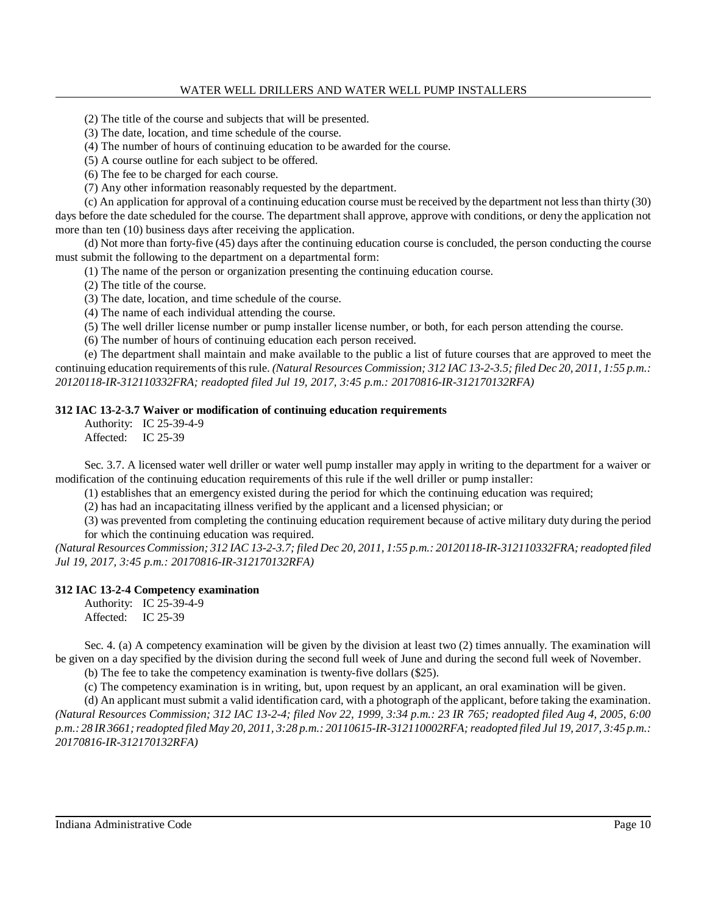(2) The title of the course and subjects that will be presented.

(3) The date, location, and time schedule of the course.

(4) The number of hours of continuing education to be awarded for the course.

(5) A course outline for each subject to be offered.

(6) The fee to be charged for each course.

(7) Any other information reasonably requested by the department.

(c) An application for approval of a continuing education course must be received by the department not less than thirty (30) days before the date scheduled for the course. The department shall approve, approve with conditions, or deny the application not more than ten (10) business days after receiving the application.

(d) Not more than forty-five (45) days after the continuing education course is concluded, the person conducting the course must submit the following to the department on a departmental form:

(1) The name of the person or organization presenting the continuing education course.

(2) The title of the course.

(3) The date, location, and time schedule of the course.

(4) The name of each individual attending the course.

(5) The well driller license number or pump installer license number, or both, for each person attending the course.

(6) The number of hours of continuing education each person received.

(e) The department shall maintain and make available to the public a list of future courses that are approved to meet the continuing education requirements of this rule. *(Natural Resources Commission; 312 IAC 13-2-3.5; filed Dec 20, 2011, 1:55 p.m.: 20120118-IR-312110332FRA; readopted filed Jul 19, 2017, 3:45 p.m.: 20170816-IR-312170132RFA)*

**312 IAC 13-2-3.7 Waiver or modification of continuing education requirements**

Authority: IC 25-39-4-9
Affected: IC 25-39

Sec. 3.7. A licensed water well driller or water well pump installer may apply in writing to the department for a waiver or modification of the continuing education requirements of this rule if the well driller or pump installer:

(1) establishes that an emergency existed during the period for which the continuing education was required;

(2) has had an incapacitating illness verified by the applicant and a licensed physician; or

(3) was prevented from completing the continuing education requirement because of active military duty during the period for which the continuing education was required.

*(Natural Resources Commission; 312 IAC 13-2-3.7; filed Dec 20, 2011, 1:55 p.m.: 20120118-IR-312110332FRA; readopted filed Jul 19, 2017, 3:45 p.m.: 20170816-IR-312170132RFA)*

**312 IAC 13-2-4 Competency examination**

Authority: IC 25-39-4-9
Affected: IC 25-39

Sec. 4. (a) A competency examination will be given by the division at least two (2) times annually. The examination will be given on a day specified by the division during the second full week of June and during the second full week of November.

(b) The fee to take the competency examination is twenty-five dollars ($25).

(c) The competency examination is in writing, but, upon request by an applicant, an oral examination will be given.

(d) An applicant must submit a valid identification card, with a photograph of the applicant, before taking the examination. *(Natural Resources Commission; 312 IAC 13-2-4; filed Nov 22, 1999, 3:34 p.m.: 23 IR 765; readopted filed Aug 4, 2005, 6:00 p.m.: 28 IR 3661; readopted filed May 20, 2011, 3:28 p.m.: 20110615-IR-312110002RFA; readopted filed Jul 19, 2017, 3:45 p.m.: 20170816-IR-312170132RFA)*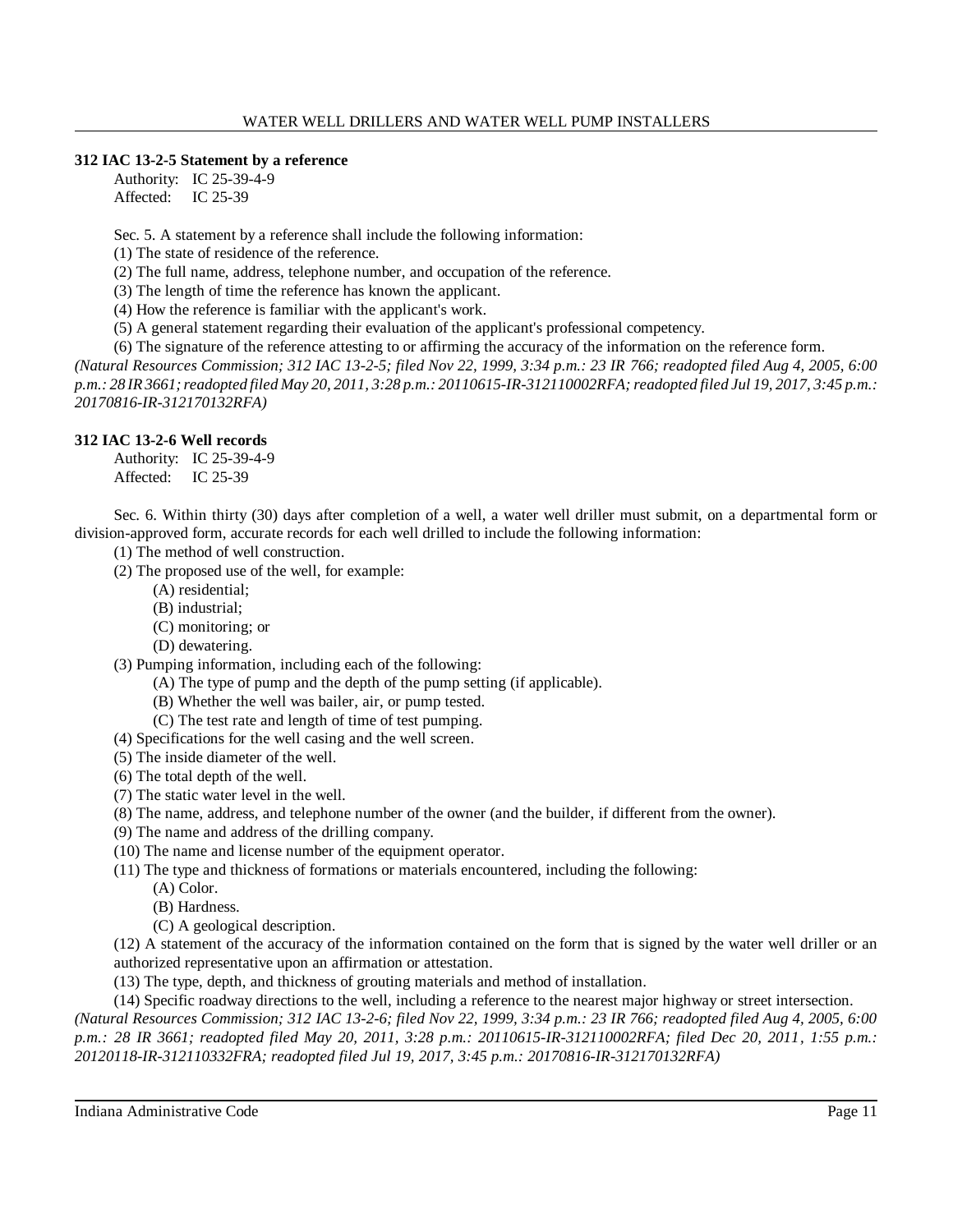### 312 IAC 13-2-5 Statement by a reference

Authority: IC 25-39-4-9
Affected: IC 25-39

Sec. 5. A statement by a reference shall include the following information:

(1) The state of residence of the reference.
(2) The full name, address, telephone number, and occupation of the reference.
(3) The length of time the reference has known the applicant.
(4) How the reference is familiar with the applicant's work.
(5) A general statement regarding their evaluation of the applicant's professional competency.
(6) The signature of the reference attesting to or affirming the accuracy of the information on the reference form.

*(Natural Resources Commission; 312 IAC 13-2-5; filed Nov 22, 1999, 3:34 p.m.: 23 IR 766; readopted filed Aug 4, 2005, 6:00 p.m.: 28 IR 3661; readopted filed May 20, 2011, 3:28 p.m.: 20110615-IR-312110002RFA; readopted filed Jul 19, 2017, 3:45 p.m.: 20170816-IR-312170132RFA)*

### 312 IAC 13-2-6 Well records

Authority: IC 25-39-4-9
Affected: IC 25-39

Sec. 6. Within thirty (30) days after completion of a well, a water well driller must submit, on a departmental form or division-approved form, accurate records for each well drilled to include the following information:

(1) The method of well construction.
(2) The proposed use of the well, for example:
  (A) residential;
  (B) industrial;
  (C) monitoring; or
  (D) dewatering.
(3) Pumping information, including each of the following:
  (A) The type of pump and the depth of the pump setting (if applicable).
  (B) Whether the well was bailer, air, or pump tested.
  (C) The test rate and length of time of test pumping.
(4) Specifications for the well casing and the well screen.
(5) The inside diameter of the well.
(6) The total depth of the well.
(7) The static water level in the well.
(8) The name, address, and telephone number of the owner (and the builder, if different from the owner).
(9) The name and address of the drilling company.
(10) The name and license number of the equipment operator.
(11) The type and thickness of formations or materials encountered, including the following:
  (A) Color.
  (B) Hardness.
  (C) A geological description.
(12) A statement of the accuracy of the information contained on the form that is signed by the water well driller or an authorized representative upon an affirmation or attestation.
(13) The type, depth, and thickness of grouting materials and method of installation.
(14) Specific roadway directions to the well, including a reference to the nearest major highway or street intersection.

*(Natural Resources Commission; 312 IAC 13-2-6; filed Nov 22, 1999, 3:34 p.m.: 23 IR 766; readopted filed Aug 4, 2005, 6:00 p.m.: 28 IR 3661; readopted filed May 20, 2011, 3:28 p.m.: 20110615-IR-312110002RFA; filed Dec 20, 2011, 1:55 p.m.: 20120118-IR-312110332FRA; readopted filed Jul 19, 2017, 3:45 p.m.: 20170816-IR-312170132RFA)*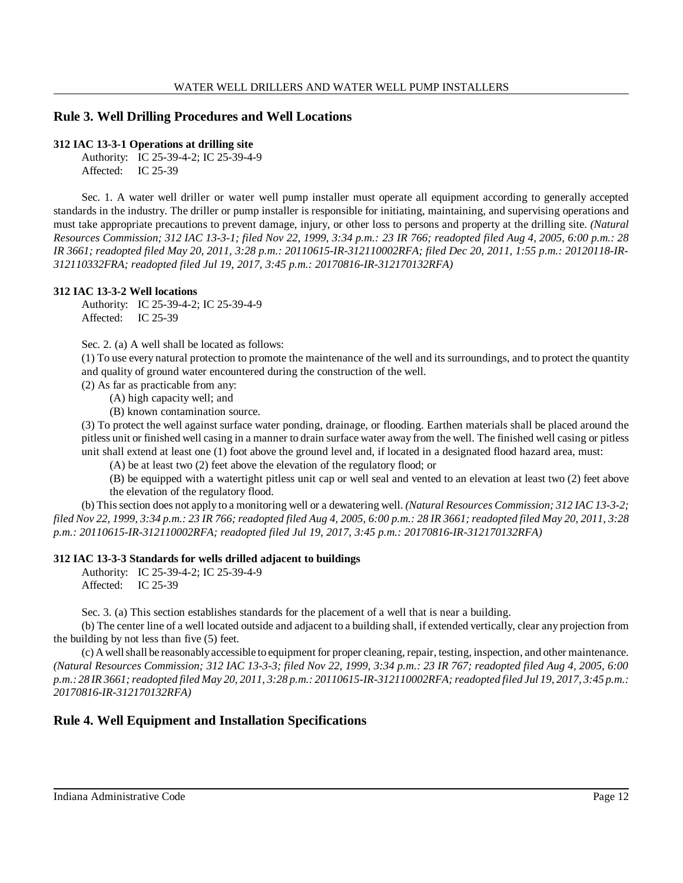## Rule 3. Well Drilling Procedures and Well Locations

**312 IAC 13-3-1 Operations at drilling site**

Authority: IC 25-39-4-2; IC 25-39-4-9
Affected: IC 25-39

Sec. 1. A water well driller or water well pump installer must operate all equipment according to generally accepted standards in the industry. The driller or pump installer is responsible for initiating, maintaining, and supervising operations and must take appropriate precautions to prevent damage, injury, or other loss to persons and property at the drilling site. *(Natural Resources Commission; 312 IAC 13-3-1; filed Nov 22, 1999, 3:34 p.m.: 23 IR 766; readopted filed Aug 4, 2005, 6:00 p.m.: 28 IR 3661; readopted filed May 20, 2011, 3:28 p.m.: 20110615-IR-312110002RFA; filed Dec 20, 2011, 1:55 p.m.: 20120118-IR-312110332FRA; readopted filed Jul 19, 2017, 3:45 p.m.: 20170816-IR-312170132RFA)*

**312 IAC 13-3-2 Well locations**

Authority: IC 25-39-4-2; IC 25-39-4-9
Affected: IC 25-39

Sec. 2. (a) A well shall be located as follows:

(1) To use every natural protection to promote the maintenance of the well and its surroundings, and to protect the quantity and quality of ground water encountered during the construction of the well.

(2) As far as practicable from any:

(A) high capacity well; and

(B) known contamination source.

(3) To protect the well against surface water ponding, drainage, or flooding. Earthen materials shall be placed around the pitless unit or finished well casing in a manner to drain surface water away from the well. The finished well casing or pitless unit shall extend at least one (1) foot above the ground level and, if located in a designated flood hazard area, must:

(A) be at least two (2) feet above the elevation of the regulatory flood; or

(B) be equipped with a watertight pitless unit cap or well seal and vented to an elevation at least two (2) feet above the elevation of the regulatory flood.

(b) This section does not apply to a monitoring well or a dewatering well. *(Natural Resources Commission; 312 IAC 13-3-2; filed Nov 22, 1999, 3:34 p.m.: 23 IR 766; readopted filed Aug 4, 2005, 6:00 p.m.: 28 IR 3661; readopted filed May 20, 2011, 3:28 p.m.: 20110615-IR-312110002RFA; readopted filed Jul 19, 2017, 3:45 p.m.: 20170816-IR-312170132RFA)*

**312 IAC 13-3-3 Standards for wells drilled adjacent to buildings**

Authority: IC 25-39-4-2; IC 25-39-4-9
Affected: IC 25-39

Sec. 3. (a) This section establishes standards for the placement of a well that is near a building.

(b) The center line of a well located outside and adjacent to a building shall, if extended vertically, clear any projection from the building by not less than five (5) feet.

(c) A well shall be reasonably accessible to equipment for proper cleaning, repair, testing, inspection, and other maintenance. *(Natural Resources Commission; 312 IAC 13-3-3; filed Nov 22, 1999, 3:34 p.m.: 23 IR 767; readopted filed Aug 4, 2005, 6:00 p.m.: 28 IR 3661; readopted filed May 20, 2011, 3:28 p.m.: 20110615-IR-312110002RFA; readopted filed Jul 19, 2017, 3:45 p.m.: 20170816-IR-312170132RFA)*

## Rule 4. Well Equipment and Installation Specifications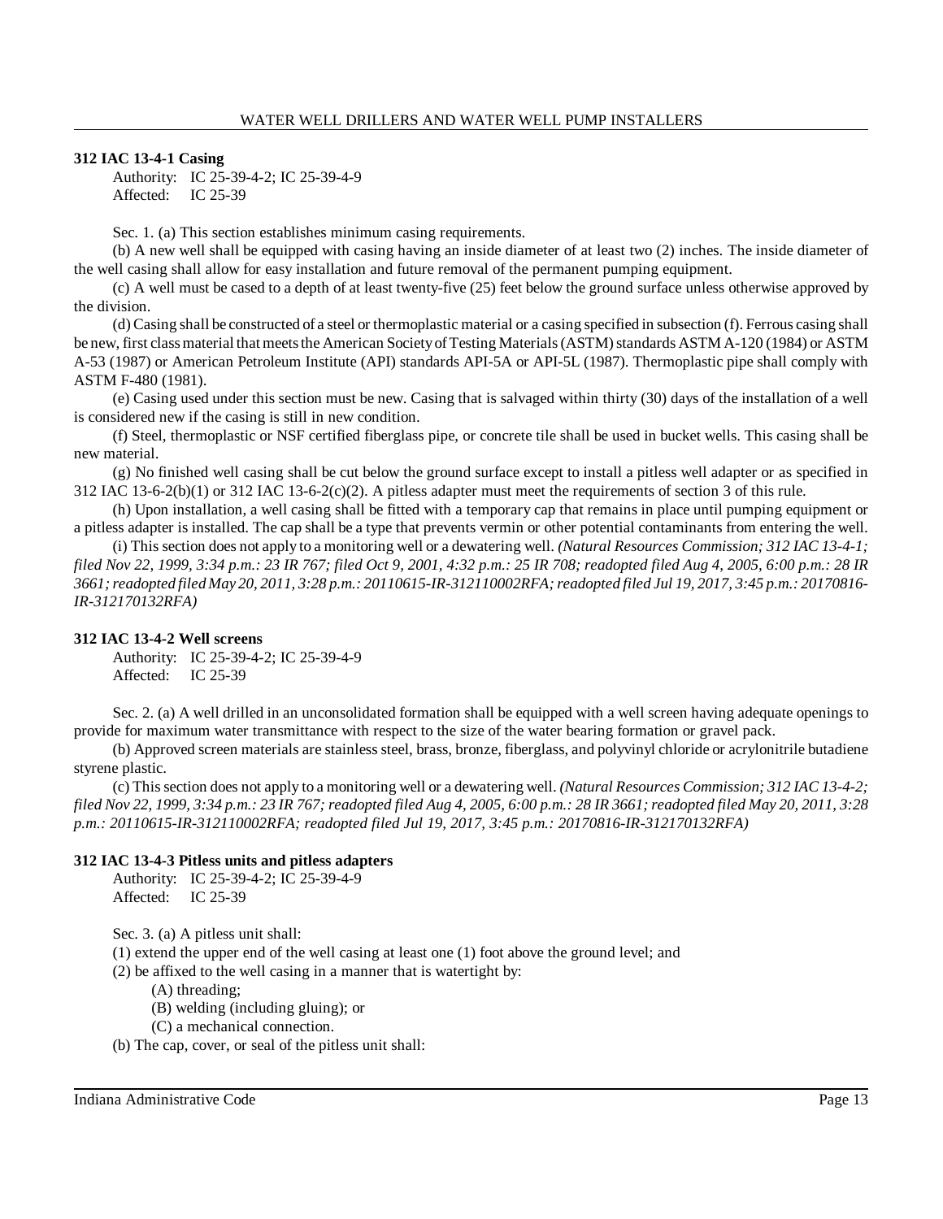### 312 IAC 13-4-1 Casing

Authority: IC 25-39-4-2; IC 25-39-4-9
Affected: IC 25-39

Sec. 1. (a) This section establishes minimum casing requirements.

(b) A new well shall be equipped with casing having an inside diameter of at least two (2) inches. The inside diameter of the well casing shall allow for easy installation and future removal of the permanent pumping equipment.

(c) A well must be cased to a depth of at least twenty-five (25) feet below the ground surface unless otherwise approved by the division.

(d) Casing shall be constructed of a steel or thermoplastic material or a casing specified in subsection (f). Ferrous casing shall be new, first class material that meets the American Society of Testing Materials (ASTM) standards ASTM A-120 (1984) or ASTM A-53 (1987) or American Petroleum Institute (API) standards API-5A or API-5L (1987). Thermoplastic pipe shall comply with ASTM F-480 (1981).

(e) Casing used under this section must be new. Casing that is salvaged within thirty (30) days of the installation of a well is considered new if the casing is still in new condition.

(f) Steel, thermoplastic or NSF certified fiberglass pipe, or concrete tile shall be used in bucket wells. This casing shall be new material.

(g) No finished well casing shall be cut below the ground surface except to install a pitless well adapter or as specified in 312 IAC 13-6-2(b)(1) or 312 IAC 13-6-2(c)(2). A pitless adapter must meet the requirements of section 3 of this rule.

(h) Upon installation, a well casing shall be fitted with a temporary cap that remains in place until pumping equipment or a pitless adapter is installed. The cap shall be a type that prevents vermin or other potential contaminants from entering the well.

(i) This section does not apply to a monitoring well or a dewatering well. *(Natural Resources Commission; 312 IAC 13-4-1; filed Nov 22, 1999, 3:34 p.m.: 23 IR 767; filed Oct 9, 2001, 4:32 p.m.: 25 IR 708; readopted filed Aug 4, 2005, 6:00 p.m.: 28 IR 3661; readopted filed May 20, 2011, 3:28 p.m.: 20110615-IR-312110002RFA; readopted filed Jul 19, 2017, 3:45 p.m.: 20170816-IR-312170132RFA)*

### 312 IAC 13-4-2 Well screens

Authority: IC 25-39-4-2; IC 25-39-4-9
Affected: IC 25-39

Sec. 2. (a) A well drilled in an unconsolidated formation shall be equipped with a well screen having adequate openings to provide for maximum water transmittance with respect to the size of the water bearing formation or gravel pack.

(b) Approved screen materials are stainless steel, brass, bronze, fiberglass, and polyvinyl chloride or acrylonitrile butadiene styrene plastic.

(c) This section does not apply to a monitoring well or a dewatering well. *(Natural Resources Commission; 312 IAC 13-4-2; filed Nov 22, 1999, 3:34 p.m.: 23 IR 767; readopted filed Aug 4, 2005, 6:00 p.m.: 28 IR 3661; readopted filed May 20, 2011, 3:28 p.m.: 20110615-IR-312110002RFA; readopted filed Jul 19, 2017, 3:45 p.m.: 20170816-IR-312170132RFA)*

### 312 IAC 13-4-3 Pitless units and pitless adapters

Authority: IC 25-39-4-2; IC 25-39-4-9
Affected: IC 25-39

Sec. 3. (a) A pitless unit shall:

(1) extend the upper end of the well casing at least one (1) foot above the ground level; and

(2) be affixed to the well casing in a manner that is watertight by:

- (A) threading;
- (B) welding (including gluing); or
- (C) a mechanical connection.

(b) The cap, cover, or seal of the pitless unit shall: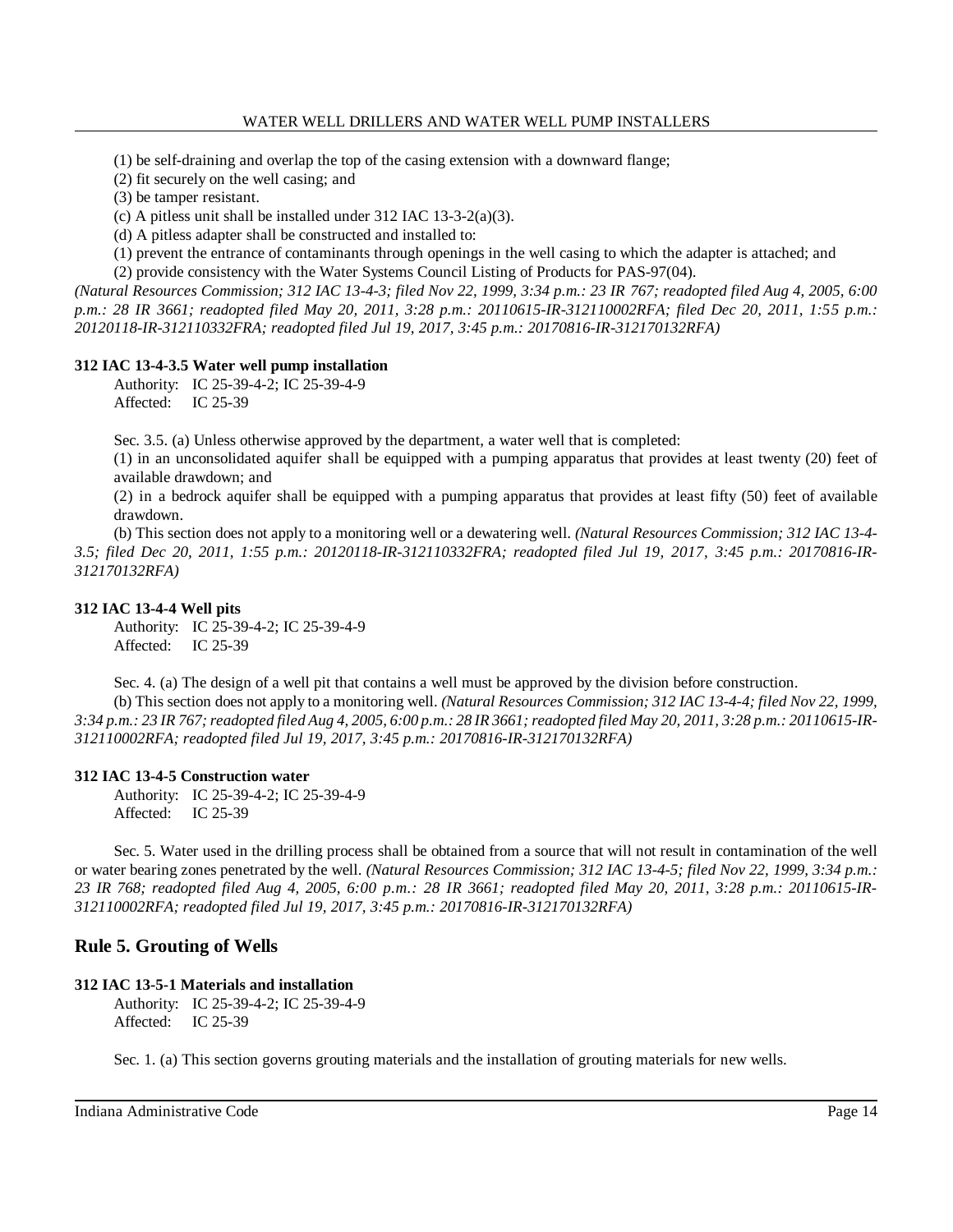(1) be self-draining and overlap the top of the casing extension with a downward flange;

(2) fit securely on the well casing; and

(3) be tamper resistant.

(c) A pitless unit shall be installed under 312 IAC 13-3-2(a)(3).

(d) A pitless adapter shall be constructed and installed to:

(1) prevent the entrance of contaminants through openings in the well casing to which the adapter is attached; and

(2) provide consistency with the Water Systems Council Listing of Products for PAS-97(04).

*(Natural Resources Commission; 312 IAC 13-4-3; filed Nov 22, 1999, 3:34 p.m.: 23 IR 767; readopted filed Aug 4, 2005, 6:00 p.m.: 28 IR 3661; readopted filed May 20, 2011, 3:28 p.m.: 20110615-IR-312110002RFA; filed Dec 20, 2011, 1:55 p.m.: 20120118-IR-312110332FRA; readopted filed Jul 19, 2017, 3:45 p.m.: 20170816-IR-312170132RFA)*

**312 IAC 13-4-3.5 Water well pump installation**

Authority: IC 25-39-4-2; IC 25-39-4-9
Affected: IC 25-39

Sec. 3.5. (a) Unless otherwise approved by the department, a water well that is completed:

(1) in an unconsolidated aquifer shall be equipped with a pumping apparatus that provides at least twenty (20) feet of available drawdown; and

(2) in a bedrock aquifer shall be equipped with a pumping apparatus that provides at least fifty (50) feet of available drawdown.

(b) This section does not apply to a monitoring well or a dewatering well. *(Natural Resources Commission; 312 IAC 13-4-3.5; filed Dec 20, 2011, 1:55 p.m.: 20120118-IR-312110332FRA; readopted filed Jul 19, 2017, 3:45 p.m.: 20170816-IR-312170132RFA)*

**312 IAC 13-4-4 Well pits**

Authority: IC 25-39-4-2; IC 25-39-4-9
Affected: IC 25-39

Sec. 4. (a) The design of a well pit that contains a well must be approved by the division before construction.

(b) This section does not apply to a monitoring well. *(Natural Resources Commission; 312 IAC 13-4-4; filed Nov 22, 1999, 3:34 p.m.: 23 IR 767; readopted filed Aug 4, 2005, 6:00 p.m.: 28 IR 3661; readopted filed May 20, 2011, 3:28 p.m.: 20110615-IR-312110002RFA; readopted filed Jul 19, 2017, 3:45 p.m.: 20170816-IR-312170132RFA)*

**312 IAC 13-4-5 Construction water**

Authority: IC 25-39-4-2; IC 25-39-4-9
Affected: IC 25-39

Sec. 5. Water used in the drilling process shall be obtained from a source that will not result in contamination of the well or water bearing zones penetrated by the well. *(Natural Resources Commission; 312 IAC 13-4-5; filed Nov 22, 1999, 3:34 p.m.: 23 IR 768; readopted filed Aug 4, 2005, 6:00 p.m.: 28 IR 3661; readopted filed May 20, 2011, 3:28 p.m.: 20110615-IR-312110002RFA; readopted filed Jul 19, 2017, 3:45 p.m.: 20170816-IR-312170132RFA)*

## Rule 5. Grouting of Wells

**312 IAC 13-5-1 Materials and installation**

Authority: IC 25-39-4-2; IC 25-39-4-9
Affected: IC 25-39

Sec. 1. (a) This section governs grouting materials and the installation of grouting materials for new wells.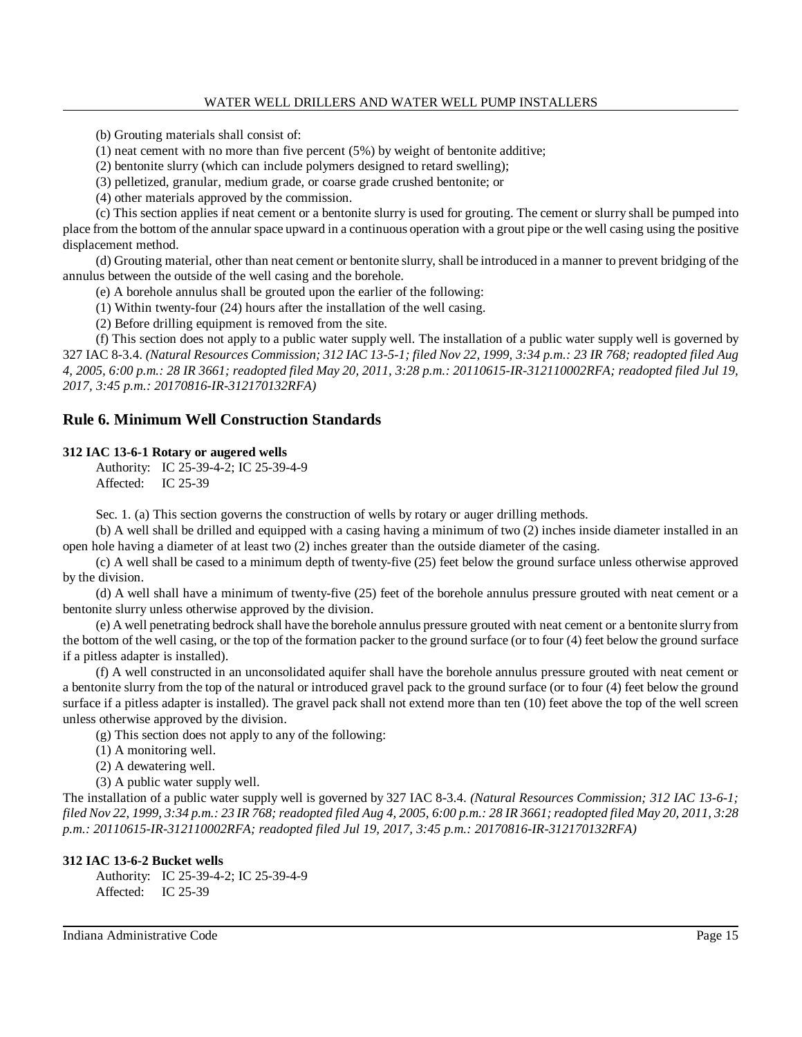(b) Grouting materials shall consist of:

(1) neat cement with no more than five percent (5%) by weight of bentonite additive;

(2) bentonite slurry (which can include polymers designed to retard swelling);

(3) pelletized, granular, medium grade, or coarse grade crushed bentonite; or

(4) other materials approved by the commission.

(c) This section applies if neat cement or a bentonite slurry is used for grouting. The cement or slurry shall be pumped into place from the bottom of the annular space upward in a continuous operation with a grout pipe or the well casing using the positive displacement method.

(d) Grouting material, other than neat cement or bentonite slurry, shall be introduced in a manner to prevent bridging of the annulus between the outside of the well casing and the borehole.

(e) A borehole annulus shall be grouted upon the earlier of the following:

(1) Within twenty-four (24) hours after the installation of the well casing.

(2) Before drilling equipment is removed from the site.

(f) This section does not apply to a public water supply well. The installation of a public water supply well is governed by 327 IAC 8-3.4. *(Natural Resources Commission; 312 IAC 13-5-1; filed Nov 22, 1999, 3:34 p.m.: 23 IR 768; readopted filed Aug 4, 2005, 6:00 p.m.: 28 IR 3661; readopted filed May 20, 2011, 3:28 p.m.: 20110615-IR-312110002RFA; readopted filed Jul 19, 2017, 3:45 p.m.: 20170816-IR-312170132RFA)*

## Rule 6. Minimum Well Construction Standards

**312 IAC 13-6-1 Rotary or augered wells**

Authority: IC 25-39-4-2; IC 25-39-4-9
Affected: IC 25-39

Sec. 1. (a) This section governs the construction of wells by rotary or auger drilling methods.

(b) A well shall be drilled and equipped with a casing having a minimum of two (2) inches inside diameter installed in an open hole having a diameter of at least two (2) inches greater than the outside diameter of the casing.

(c) A well shall be cased to a minimum depth of twenty-five (25) feet below the ground surface unless otherwise approved by the division.

(d) A well shall have a minimum of twenty-five (25) feet of the borehole annulus pressure grouted with neat cement or a bentonite slurry unless otherwise approved by the division.

(e) A well penetrating bedrock shall have the borehole annulus pressure grouted with neat cement or a bentonite slurry from the bottom of the well casing, or the top of the formation packer to the ground surface (or to four (4) feet below the ground surface if a pitless adapter is installed).

(f) A well constructed in an unconsolidated aquifer shall have the borehole annulus pressure grouted with neat cement or a bentonite slurry from the top of the natural or introduced gravel pack to the ground surface (or to four (4) feet below the ground surface if a pitless adapter is installed). The gravel pack shall not extend more than ten (10) feet above the top of the well screen unless otherwise approved by the division.

(g) This section does not apply to any of the following:

(1) A monitoring well.

(2) A dewatering well.

(3) A public water supply well.

The installation of a public water supply well is governed by 327 IAC 8-3.4. *(Natural Resources Commission; 312 IAC 13-6-1; filed Nov 22, 1999, 3:34 p.m.: 23 IR 768; readopted filed Aug 4, 2005, 6:00 p.m.: 28 IR 3661; readopted filed May 20, 2011, 3:28 p.m.: 20110615-IR-312110002RFA; readopted filed Jul 19, 2017, 3:45 p.m.: 20170816-IR-312170132RFA)*

**312 IAC 13-6-2 Bucket wells**

Authority: IC 25-39-4-2; IC 25-39-4-9
Affected: IC 25-39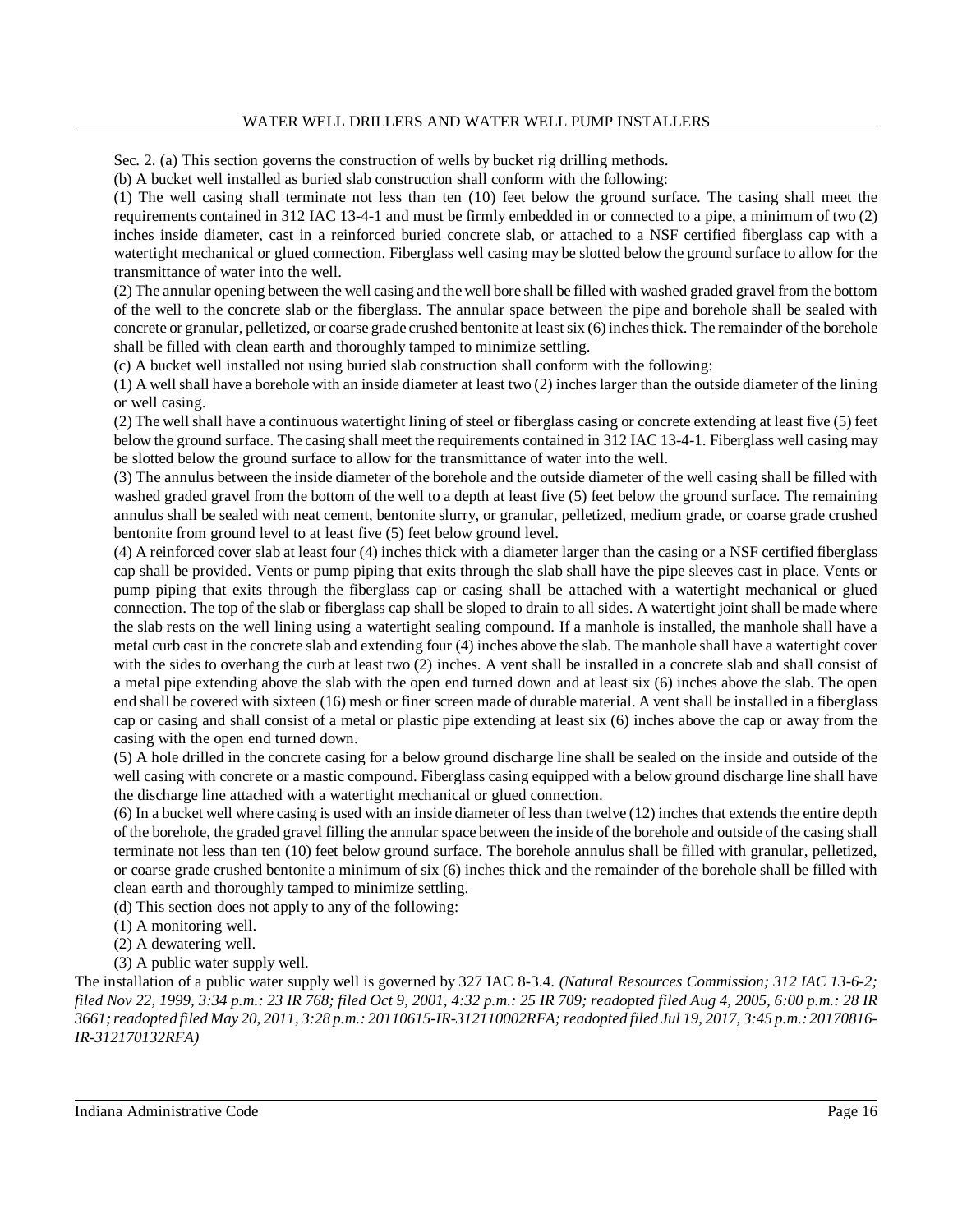Sec. 2. (a) This section governs the construction of wells by bucket rig drilling methods.

(b) A bucket well installed as buried slab construction shall conform with the following:

(1) The well casing shall terminate not less than ten (10) feet below the ground surface. The casing shall meet the requirements contained in 312 IAC 13-4-1 and must be firmly embedded in or connected to a pipe, a minimum of two (2) inches inside diameter, cast in a reinforced buried concrete slab, or attached to a NSF certified fiberglass cap with a watertight mechanical or glued connection. Fiberglass well casing may be slotted below the ground surface to allow for the transmittance of water into the well.

(2) The annular opening between the well casing and the well bore shall be filled with washed graded gravel from the bottom of the well to the concrete slab or the fiberglass. The annular space between the pipe and borehole shall be sealed with concrete or granular, pelletized, or coarse grade crushed bentonite at least six (6) inches thick. The remainder of the borehole shall be filled with clean earth and thoroughly tamped to minimize settling.

(c) A bucket well installed not using buried slab construction shall conform with the following:

(1) A well shall have a borehole with an inside diameter at least two (2) inches larger than the outside diameter of the lining or well casing.

(2) The well shall have a continuous watertight lining of steel or fiberglass casing or concrete extending at least five (5) feet below the ground surface. The casing shall meet the requirements contained in 312 IAC 13-4-1. Fiberglass well casing may be slotted below the ground surface to allow for the transmittance of water into the well.

(3) The annulus between the inside diameter of the borehole and the outside diameter of the well casing shall be filled with washed graded gravel from the bottom of the well to a depth at least five (5) feet below the ground surface. The remaining annulus shall be sealed with neat cement, bentonite slurry, or granular, pelletized, medium grade, or coarse grade crushed bentonite from ground level to at least five (5) feet below ground level.

(4) A reinforced cover slab at least four (4) inches thick with a diameter larger than the casing or a NSF certified fiberglass cap shall be provided. Vents or pump piping that exits through the slab shall have the pipe sleeves cast in place. Vents or pump piping that exits through the fiberglass cap or casing shall be attached with a watertight mechanical or glued connection. The top of the slab or fiberglass cap shall be sloped to drain to all sides. A watertight joint shall be made where the slab rests on the well lining using a watertight sealing compound. If a manhole is installed, the manhole shall have a metal curb cast in the concrete slab and extending four (4) inches above the slab. The manhole shall have a watertight cover with the sides to overhang the curb at least two (2) inches. A vent shall be installed in a concrete slab and shall consist of a metal pipe extending above the slab with the open end turned down and at least six (6) inches above the slab. The open end shall be covered with sixteen (16) mesh or finer screen made of durable material. A vent shall be installed in a fiberglass cap or casing and shall consist of a metal or plastic pipe extending at least six (6) inches above the cap or away from the casing with the open end turned down.

(5) A hole drilled in the concrete casing for a below ground discharge line shall be sealed on the inside and outside of the well casing with concrete or a mastic compound. Fiberglass casing equipped with a below ground discharge line shall have the discharge line attached with a watertight mechanical or glued connection.

(6) In a bucket well where casing is used with an inside diameter of less than twelve (12) inches that extends the entire depth of the borehole, the graded gravel filling the annular space between the inside of the borehole and outside of the casing shall terminate not less than ten (10) feet below ground surface. The borehole annulus shall be filled with granular, pelletized, or coarse grade crushed bentonite a minimum of six (6) inches thick and the remainder of the borehole shall be filled with clean earth and thoroughly tamped to minimize settling.

(d) This section does not apply to any of the following:

(1) A monitoring well.

(2) A dewatering well.

(3) A public water supply well.

The installation of a public water supply well is governed by 327 IAC 8-3.4. *(Natural Resources Commission; 312 IAC 13-6-2; filed Nov 22, 1999, 3:34 p.m.: 23 IR 768; filed Oct 9, 2001, 4:32 p.m.: 25 IR 709; readopted filed Aug 4, 2005, 6:00 p.m.: 28 IR 3661; readopted filed May 20, 2011, 3:28 p.m.: 20110615-IR-312110002RFA; readopted filed Jul 19, 2017, 3:45 p.m.: 20170816-IR-312170132RFA)*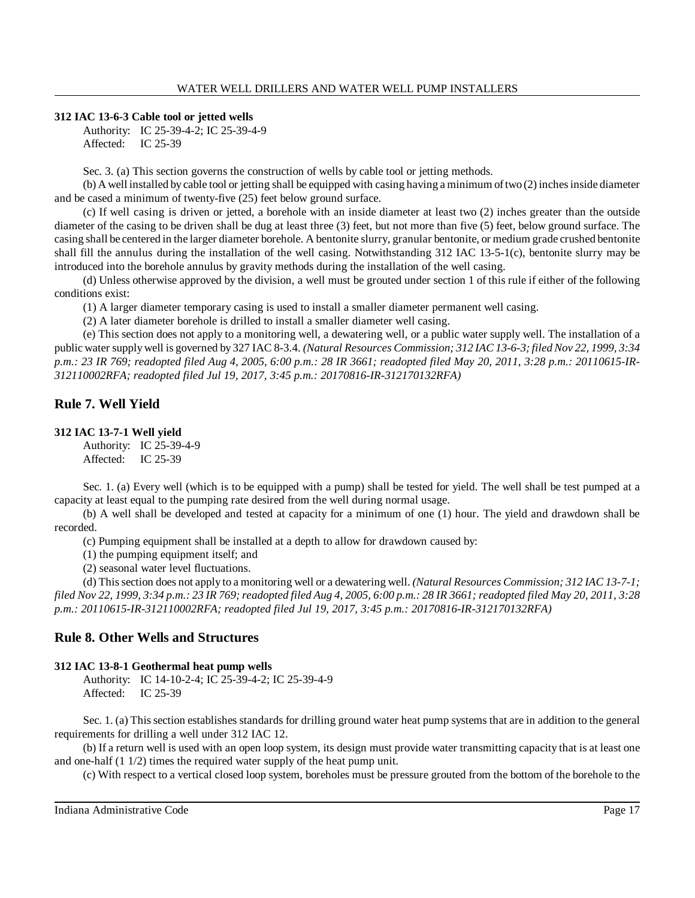**312 IAC 13-6-3 Cable tool or jetted wells**

Authority: IC 25-39-4-2; IC 25-39-4-9
Affected: IC 25-39

Sec. 3. (a) This section governs the construction of wells by cable tool or jetting methods.

(b) A well installed by cable tool or jetting shall be equipped with casing having a minimum of two (2) inches inside diameter and be cased a minimum of twenty-five (25) feet below ground surface.

(c) If well casing is driven or jetted, a borehole with an inside diameter at least two (2) inches greater than the outside diameter of the casing to be driven shall be dug at least three (3) feet, but not more than five (5) feet, below ground surface. The casing shall be centered in the larger diameter borehole. A bentonite slurry, granular bentonite, or medium grade crushed bentonite shall fill the annulus during the installation of the well casing. Notwithstanding 312 IAC 13-5-1(c), bentonite slurry may be introduced into the borehole annulus by gravity methods during the installation of the well casing.

(d) Unless otherwise approved by the division, a well must be grouted under section 1 of this rule if either of the following conditions exist:

(1) A larger diameter temporary casing is used to install a smaller diameter permanent well casing.

(2) A later diameter borehole is drilled to install a smaller diameter well casing.

(e) This section does not apply to a monitoring well, a dewatering well, or a public water supply well. The installation of a public water supply well is governed by 327 IAC 8-3.4. *(Natural Resources Commission; 312 IAC 13-6-3; filed Nov 22, 1999, 3:34 p.m.: 23 IR 769; readopted filed Aug 4, 2005, 6:00 p.m.: 28 IR 3661; readopted filed May 20, 2011, 3:28 p.m.: 20110615-IR-312110002RFA; readopted filed Jul 19, 2017, 3:45 p.m.: 20170816-IR-312170132RFA)*

## Rule 7. Well Yield

**312 IAC 13-7-1 Well yield**

Authority: IC 25-39-4-9
Affected: IC 25-39

Sec. 1. (a) Every well (which is to be equipped with a pump) shall be tested for yield. The well shall be test pumped at a capacity at least equal to the pumping rate desired from the well during normal usage.

(b) A well shall be developed and tested at capacity for a minimum of one (1) hour. The yield and drawdown shall be recorded.

(c) Pumping equipment shall be installed at a depth to allow for drawdown caused by:

(1) the pumping equipment itself; and

(2) seasonal water level fluctuations.

(d) This section does not apply to a monitoring well or a dewatering well. *(Natural Resources Commission; 312 IAC 13-7-1; filed Nov 22, 1999, 3:34 p.m.: 23 IR 769; readopted filed Aug 4, 2005, 6:00 p.m.: 28 IR 3661; readopted filed May 20, 2011, 3:28 p.m.: 20110615-IR-312110002RFA; readopted filed Jul 19, 2017, 3:45 p.m.: 20170816-IR-312170132RFA)*

## Rule 8. Other Wells and Structures

**312 IAC 13-8-1 Geothermal heat pump wells**

Authority: IC 14-10-2-4; IC 25-39-4-2; IC 25-39-4-9
Affected: IC 25-39

Sec. 1. (a) This section establishes standards for drilling ground water heat pump systems that are in addition to the general requirements for drilling a well under 312 IAC 12.

(b) If a return well is used with an open loop system, its design must provide water transmitting capacity that is at least one and one-half (1 1/2) times the required water supply of the heat pump unit.

(c) With respect to a vertical closed loop system, boreholes must be pressure grouted from the bottom of the borehole to the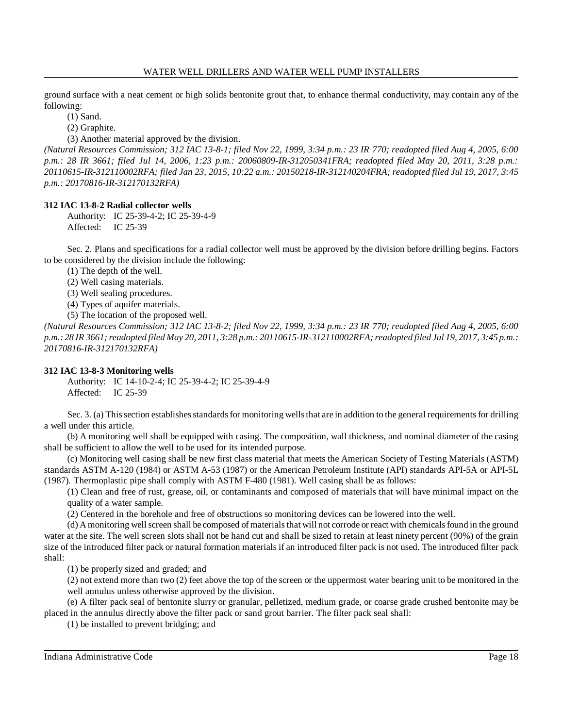ground surface with a neat cement or high solids bentonite grout that, to enhance thermal conductivity, may contain any of the following:

(1) Sand.

(2) Graphite.

(3) Another material approved by the division.

*(Natural Resources Commission; 312 IAC 13-8-1; filed Nov 22, 1999, 3:34 p.m.: 23 IR 770; readopted filed Aug 4, 2005, 6:00 p.m.: 28 IR 3661; filed Jul 14, 2006, 1:23 p.m.: 20060809-IR-312050341FRA; readopted filed May 20, 2011, 3:28 p.m.: 20110615-IR-312110002RFA; filed Jan 23, 2015, 10:22 a.m.: 20150218-IR-312140204FRA; readopted filed Jul 19, 2017, 3:45 p.m.: 20170816-IR-312170132RFA)*

**312 IAC 13-8-2 Radial collector wells**

Authority: IC 25-39-4-2; IC 25-39-4-9
Affected: IC 25-39

Sec. 2. Plans and specifications for a radial collector well must be approved by the division before drilling begins. Factors to be considered by the division include the following:

(1) The depth of the well.

(2) Well casing materials.

(3) Well sealing procedures.

(4) Types of aquifer materials.

(5) The location of the proposed well.

*(Natural Resources Commission; 312 IAC 13-8-2; filed Nov 22, 1999, 3:34 p.m.: 23 IR 770; readopted filed Aug 4, 2005, 6:00 p.m.: 28 IR 3661; readopted filed May 20, 2011, 3:28 p.m.: 20110615-IR-312110002RFA; readopted filed Jul 19, 2017, 3:45 p.m.: 20170816-IR-312170132RFA)*

**312 IAC 13-8-3 Monitoring wells**

Authority: IC 14-10-2-4; IC 25-39-4-2; IC 25-39-4-9
Affected: IC 25-39

Sec. 3. (a) This section establishes standards for monitoring wells that are in addition to the general requirements for drilling a well under this article.

(b) A monitoring well shall be equipped with casing. The composition, wall thickness, and nominal diameter of the casing shall be sufficient to allow the well to be used for its intended purpose.

(c) Monitoring well casing shall be new first class material that meets the American Society of Testing Materials (ASTM) standards ASTM A-120 (1984) or ASTM A-53 (1987) or the American Petroleum Institute (API) standards API-5A or API-5L (1987). Thermoplastic pipe shall comply with ASTM F-480 (1981). Well casing shall be as follows:

(1) Clean and free of rust, grease, oil, or contaminants and composed of materials that will have minimal impact on the quality of a water sample.

(2) Centered in the borehole and free of obstructions so monitoring devices can be lowered into the well.

(d) A monitoring well screen shall be composed of materials that will not corrode or react with chemicals found in the ground water at the site. The well screen slots shall not be hand cut and shall be sized to retain at least ninety percent (90%) of the grain size of the introduced filter pack or natural formation materials if an introduced filter pack is not used. The introduced filter pack shall:

(1) be properly sized and graded; and

(2) not extend more than two (2) feet above the top of the screen or the uppermost water bearing unit to be monitored in the well annulus unless otherwise approved by the division.

(e) A filter pack seal of bentonite slurry or granular, pelletized, medium grade, or coarse grade crushed bentonite may be placed in the annulus directly above the filter pack or sand grout barrier. The filter pack seal shall:

(1) be installed to prevent bridging; and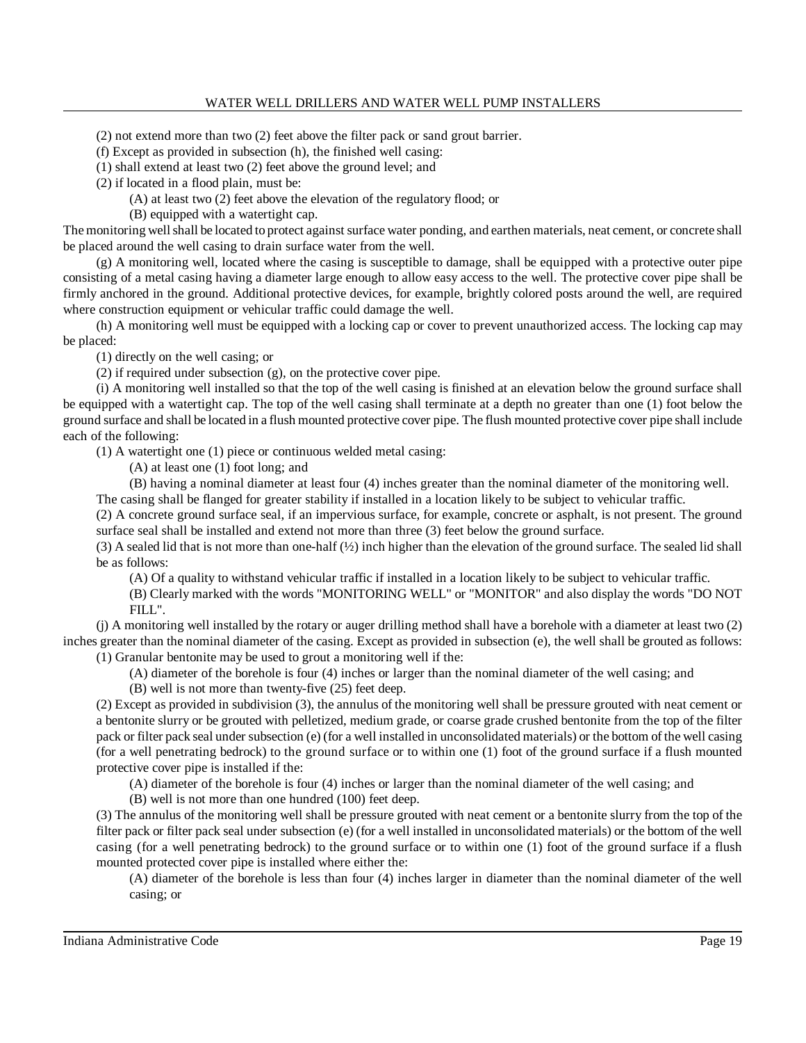(2) not extend more than two (2) feet above the filter pack or sand grout barrier.

(f) Except as provided in subsection (h), the finished well casing:

(1) shall extend at least two (2) feet above the ground level; and

(2) if located in a flood plain, must be:

(A) at least two (2) feet above the elevation of the regulatory flood; or

(B) equipped with a watertight cap.

The monitoring well shall be located to protect against surface water ponding, and earthen materials, neat cement, or concrete shall be placed around the well casing to drain surface water from the well.

(g) A monitoring well, located where the casing is susceptible to damage, shall be equipped with a protective outer pipe consisting of a metal casing having a diameter large enough to allow easy access to the well. The protective cover pipe shall be firmly anchored in the ground. Additional protective devices, for example, brightly colored posts around the well, are required where construction equipment or vehicular traffic could damage the well.

(h) A monitoring well must be equipped with a locking cap or cover to prevent unauthorized access. The locking cap may be placed:

(1) directly on the well casing; or

(2) if required under subsection (g), on the protective cover pipe.

(i) A monitoring well installed so that the top of the well casing is finished at an elevation below the ground surface shall be equipped with a watertight cap. The top of the well casing shall terminate at a depth no greater than one (1) foot below the ground surface and shall be located in a flush mounted protective cover pipe. The flush mounted protective cover pipe shall include each of the following:

(1) A watertight one (1) piece or continuous welded metal casing:

(A) at least one (1) foot long; and

(B) having a nominal diameter at least four (4) inches greater than the nominal diameter of the monitoring well.

The casing shall be flanged for greater stability if installed in a location likely to be subject to vehicular traffic.

(2) A concrete ground surface seal, if an impervious surface, for example, concrete or asphalt, is not present. The ground surface seal shall be installed and extend not more than three (3) feet below the ground surface.

(3) A sealed lid that is not more than one-half (½) inch higher than the elevation of the ground surface. The sealed lid shall be as follows:

(A) Of a quality to withstand vehicular traffic if installed in a location likely to be subject to vehicular traffic.

(B) Clearly marked with the words "MONITORING WELL" or "MONITOR" and also display the words "DO NOT FILL".

(j) A monitoring well installed by the rotary or auger drilling method shall have a borehole with a diameter at least two (2) inches greater than the nominal diameter of the casing. Except as provided in subsection (e), the well shall be grouted as follows:

(1) Granular bentonite may be used to grout a monitoring well if the:

(A) diameter of the borehole is four (4) inches or larger than the nominal diameter of the well casing; and

(B) well is not more than twenty-five (25) feet deep.

(2) Except as provided in subdivision (3), the annulus of the monitoring well shall be pressure grouted with neat cement or a bentonite slurry or be grouted with pelletized, medium grade, or coarse grade crushed bentonite from the top of the filter pack or filter pack seal under subsection (e) (for a well installed in unconsolidated materials) or the bottom of the well casing (for a well penetrating bedrock) to the ground surface or to within one (1) foot of the ground surface if a flush mounted protective cover pipe is installed if the:

(A) diameter of the borehole is four (4) inches or larger than the nominal diameter of the well casing; and

(B) well is not more than one hundred (100) feet deep.

(3) The annulus of the monitoring well shall be pressure grouted with neat cement or a bentonite slurry from the top of the filter pack or filter pack seal under subsection (e) (for a well installed in unconsolidated materials) or the bottom of the well casing (for a well penetrating bedrock) to the ground surface or to within one (1) foot of the ground surface if a flush mounted protected cover pipe is installed where either the:

(A) diameter of the borehole is less than four (4) inches larger in diameter than the nominal diameter of the well casing; or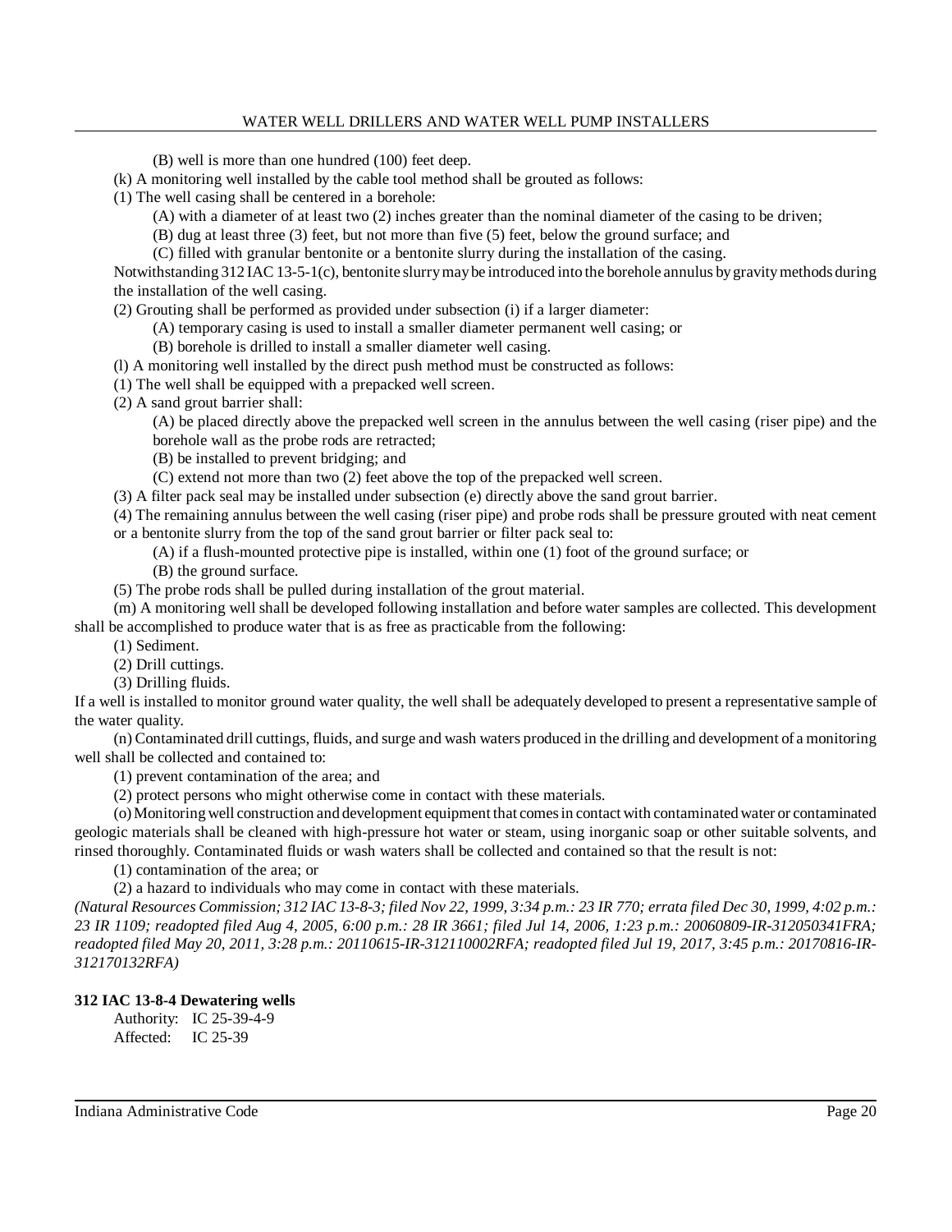(B) well is more than one hundred (100) feet deep.

(k) A monitoring well installed by the cable tool method shall be grouted as follows:

(1) The well casing shall be centered in a borehole:

(A) with a diameter of at least two (2) inches greater than the nominal diameter of the casing to be driven;

(B) dug at least three (3) feet, but not more than five (5) feet, below the ground surface; and

(C) filled with granular bentonite or a bentonite slurry during the installation of the casing.

Notwithstanding 312 IAC 13-5-1(c), bentonite slurry may be introduced into the borehole annulus by gravity methods during the installation of the well casing.

(2) Grouting shall be performed as provided under subsection (i) if a larger diameter:

(A) temporary casing is used to install a smaller diameter permanent well casing; or

(B) borehole is drilled to install a smaller diameter well casing.

(l) A monitoring well installed by the direct push method must be constructed as follows:

(1) The well shall be equipped with a prepacked well screen.

(2) A sand grout barrier shall:

(A) be placed directly above the prepacked well screen in the annulus between the well casing (riser pipe) and the borehole wall as the probe rods are retracted;

(B) be installed to prevent bridging; and

(C) extend not more than two (2) feet above the top of the prepacked well screen.

(3) A filter pack seal may be installed under subsection (e) directly above the sand grout barrier.

(4) The remaining annulus between the well casing (riser pipe) and probe rods shall be pressure grouted with neat cement or a bentonite slurry from the top of the sand grout barrier or filter pack seal to:

(A) if a flush-mounted protective pipe is installed, within one (1) foot of the ground surface; or

(B) the ground surface.

(5) The probe rods shall be pulled during installation of the grout material.

(m) A monitoring well shall be developed following installation and before water samples are collected. This development shall be accomplished to produce water that is as free as practicable from the following:

(1) Sediment.

(2) Drill cuttings.

(3) Drilling fluids.

If a well is installed to monitor ground water quality, the well shall be adequately developed to present a representative sample of the water quality.

(n) Contaminated drill cuttings, fluids, and surge and wash waters produced in the drilling and development of a monitoring well shall be collected and contained to:

(1) prevent contamination of the area; and

(2) protect persons who might otherwise come in contact with these materials.

(o) Monitoring well construction and development equipment that comes in contact with contaminated water or contaminated geologic materials shall be cleaned with high-pressure hot water or steam, using inorganic soap or other suitable solvents, and rinsed thoroughly. Contaminated fluids or wash waters shall be collected and contained so that the result is not:

(1) contamination of the area; or

(2) a hazard to individuals who may come in contact with these materials.

*(Natural Resources Commission; 312 IAC 13-8-3; filed Nov 22, 1999, 3:34 p.m.: 23 IR 770; errata filed Dec 30, 1999, 4:02 p.m.: 23 IR 1109; readopted filed Aug 4, 2005, 6:00 p.m.: 28 IR 3661; filed Jul 14, 2006, 1:23 p.m.: 20060809-IR-312050341FRA; readopted filed May 20, 2011, 3:28 p.m.: 20110615-IR-312110002RFA; readopted filed Jul 19, 2017, 3:45 p.m.: 20170816-IR-312170132RFA)*

**312 IAC 13-8-4 Dewatering wells**

Authority: IC 25-39-4-9
Affected: IC 25-39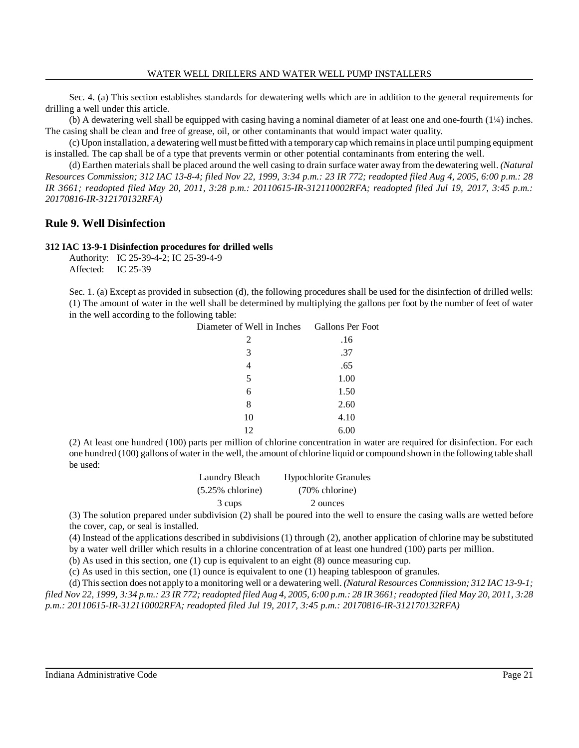Sec. 4. (a) This section establishes standards for dewatering wells which are in addition to the general requirements for drilling a well under this article.

(b) A dewatering well shall be equipped with casing having a nominal diameter of at least one and one-fourth (1¼) inches. The casing shall be clean and free of grease, oil, or other contaminants that would impact water quality.

(c) Upon installation, a dewatering well must be fitted with a temporary cap which remains in place until pumping equipment is installed. The cap shall be of a type that prevents vermin or other potential contaminants from entering the well.

(d) Earthen materials shall be placed around the well casing to drain surface water away from the dewatering well. *(Natural Resources Commission; 312 IAC 13-8-4; filed Nov 22, 1999, 3:34 p.m.: 23 IR 772; readopted filed Aug 4, 2005, 6:00 p.m.: 28 IR 3661; readopted filed May 20, 2011, 3:28 p.m.: 20110615-IR-312110002RFA; readopted filed Jul 19, 2017, 3:45 p.m.: 20170816-IR-312170132RFA)*

## Rule 9. Well Disinfection

**312 IAC 13-9-1 Disinfection procedures for drilled wells**

Authority: IC 25-39-4-2; IC 25-39-4-9
Affected: IC 25-39

Sec. 1. (a) Except as provided in subsection (d), the following procedures shall be used for the disinfection of drilled wells:

(1) The amount of water in the well shall be determined by multiplying the gallons per foot by the number of feet of water in the well according to the following table:

| Diameter of Well in Inches | Gallons Per Foot |
|---|---|
| 2 | .16 |
| 3 | .37 |
| 4 | .65 |
| 5 | 1.00 |
| 6 | 1.50 |
| 8 | 2.60 |
| 10 | 4.10 |
| 12 | 6.00 |

(2) At least one hundred (100) parts per million of chlorine concentration in water are required for disinfection. For each one hundred (100) gallons of water in the well, the amount of chlorine liquid or compound shown in the following table shall be used:

| Laundry Bleach (5.25% chlorine) | Hypochlorite Granules (70% chlorine) |
|---|---|
| 3 cups | 2 ounces |

(3) The solution prepared under subdivision (2) shall be poured into the well to ensure the casing walls are wetted before the cover, cap, or seal is installed.

(4) Instead of the applications described in subdivisions (1) through (2), another application of chlorine may be substituted by a water well driller which results in a chlorine concentration of at least one hundred (100) parts per million.

(b) As used in this section, one (1) cup is equivalent to an eight (8) ounce measuring cup.

(c) As used in this section, one (1) ounce is equivalent to one (1) heaping tablespoon of granules.

(d) This section does not apply to a monitoring well or a dewatering well. *(Natural Resources Commission; 312 IAC 13-9-1; filed Nov 22, 1999, 3:34 p.m.: 23 IR 772; readopted filed Aug 4, 2005, 6:00 p.m.: 28 IR 3661; readopted filed May 20, 2011, 3:28 p.m.: 20110615-IR-312110002RFA; readopted filed Jul 19, 2017, 3:45 p.m.: 20170816-IR-312170132RFA)*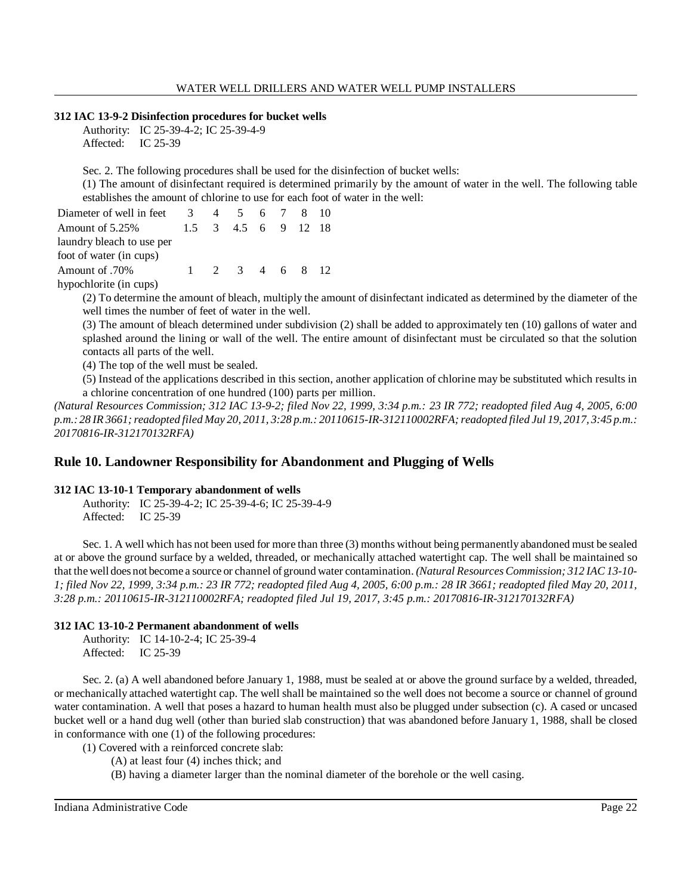**312 IAC 13-9-2 Disinfection procedures for bucket wells**

Authority: IC 25-39-4-2; IC 25-39-4-9
Affected: IC 25-39

Sec. 2. The following procedures shall be used for the disinfection of bucket wells:

(1) The amount of disinfectant required is determined primarily by the amount of water in the well. The following table establishes the amount of chlorine to use for each foot of water in the well:

| Diameter of well in feet | 3 | 4 | 5 | 6 | 7 | 8 | 10 |
|---|---|---|---|---|---|---|---|
| Amount of 5.25% laundry bleach to use per foot of water (in cups) | 1.5 | 3 | 4.5 | 6 | 9 | 12 | 18 |
| Amount of .70% hypochlorite (in cups) | 1 | 2 | 3 | 4 | 6 | 8 | 12 |

(2) To determine the amount of bleach, multiply the amount of disinfectant indicated as determined by the diameter of the well times the number of feet of water in the well.

(3) The amount of bleach determined under subdivision (2) shall be added to approximately ten (10) gallons of water and splashed around the lining or wall of the well. The entire amount of disinfectant must be circulated so that the solution contacts all parts of the well.

(4) The top of the well must be sealed.

(5) Instead of the applications described in this section, another application of chlorine may be substituted which results in a chlorine concentration of one hundred (100) parts per million.

*(Natural Resources Commission; 312 IAC 13-9-2; filed Nov 22, 1999, 3:34 p.m.: 23 IR 772; readopted filed Aug 4, 2005, 6:00 p.m.: 28 IR 3661; readopted filed May 20, 2011, 3:28 p.m.: 20110615-IR-312110002RFA; readopted filed Jul 19, 2017, 3:45 p.m.: 20170816-IR-312170132RFA)*

## Rule 10. Landowner Responsibility for Abandonment and Plugging of Wells

**312 IAC 13-10-1 Temporary abandonment of wells**

Authority: IC 25-39-4-2; IC 25-39-4-6; IC 25-39-4-9
Affected: IC 25-39

Sec. 1. A well which has not been used for more than three (3) months without being permanently abandoned must be sealed at or above the ground surface by a welded, threaded, or mechanically attached watertight cap. The well shall be maintained so that the well does not become a source or channel of ground water contamination. *(Natural Resources Commission; 312 IAC 13-10-1; filed Nov 22, 1999, 3:34 p.m.: 23 IR 772; readopted filed Aug 4, 2005, 6:00 p.m.: 28 IR 3661; readopted filed May 20, 2011, 3:28 p.m.: 20110615-IR-312110002RFA; readopted filed Jul 19, 2017, 3:45 p.m.: 20170816-IR-312170132RFA)*

**312 IAC 13-10-2 Permanent abandonment of wells**

Authority: IC 14-10-2-4; IC 25-39-4
Affected: IC 25-39

Sec. 2. (a) A well abandoned before January 1, 1988, must be sealed at or above the ground surface by a welded, threaded, or mechanically attached watertight cap. The well shall be maintained so the well does not become a source or channel of ground water contamination. A well that poses a hazard to human health must also be plugged under subsection (c). A cased or uncased bucket well or a hand dug well (other than buried slab construction) that was abandoned before January 1, 1988, shall be closed in conformance with one (1) of the following procedures:

(1) Covered with a reinforced concrete slab:

(A) at least four (4) inches thick; and

(B) having a diameter larger than the nominal diameter of the borehole or the well casing.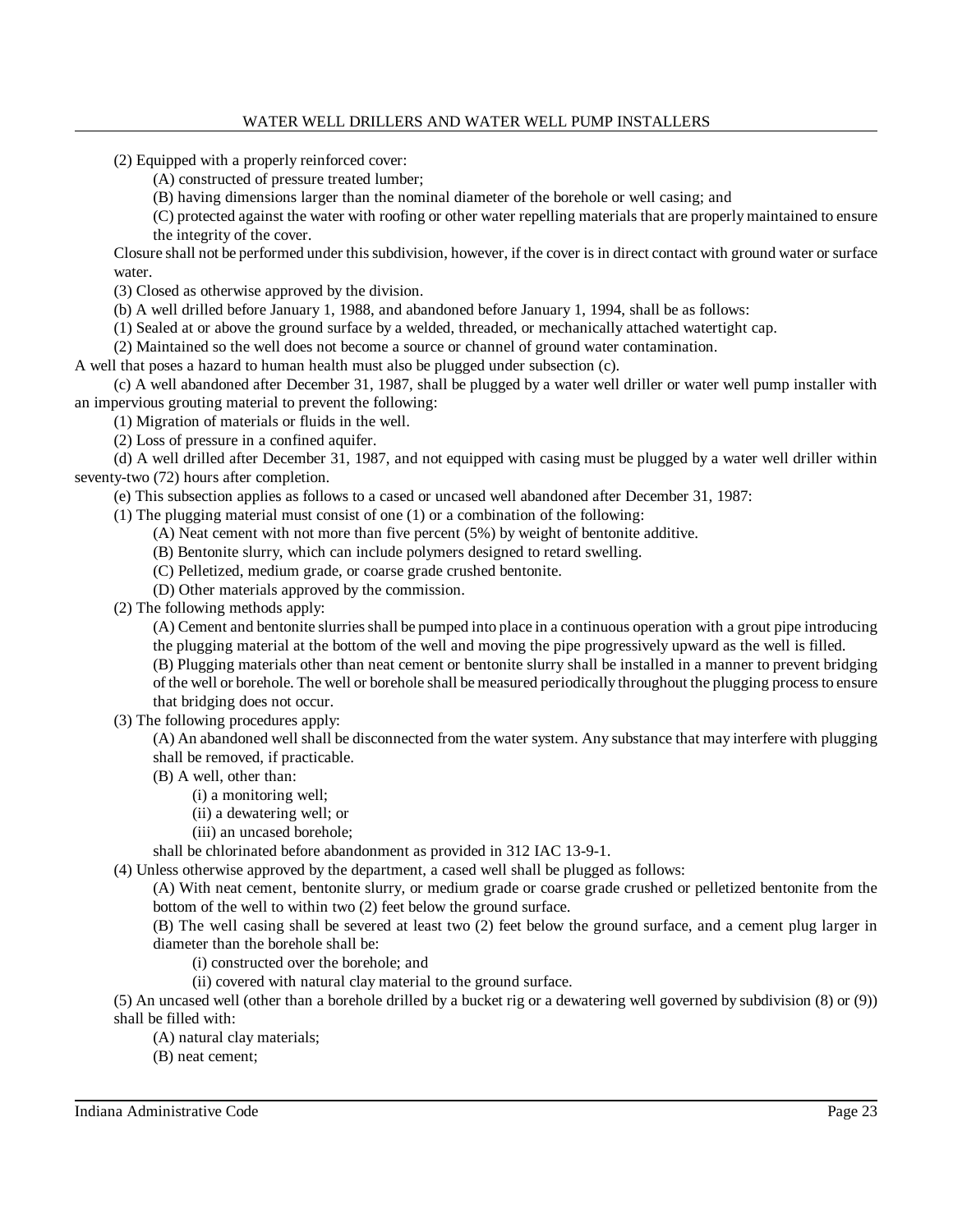(2) Equipped with a properly reinforced cover:

(A) constructed of pressure treated lumber;

(B) having dimensions larger than the nominal diameter of the borehole or well casing; and

(C) protected against the water with roofing or other water repelling materials that are properly maintained to ensure the integrity of the cover.

Closure shall not be performed under this subdivision, however, if the cover is in direct contact with ground water or surface water.

(3) Closed as otherwise approved by the division.

(b) A well drilled before January 1, 1988, and abandoned before January 1, 1994, shall be as follows:

(1) Sealed at or above the ground surface by a welded, threaded, or mechanically attached watertight cap.

(2) Maintained so the well does not become a source or channel of ground water contamination.

A well that poses a hazard to human health must also be plugged under subsection (c).

(c) A well abandoned after December 31, 1987, shall be plugged by a water well driller or water well pump installer with an impervious grouting material to prevent the following:

(1) Migration of materials or fluids in the well.

(2) Loss of pressure in a confined aquifer.

(d) A well drilled after December 31, 1987, and not equipped with casing must be plugged by a water well driller within seventy-two (72) hours after completion.

(e) This subsection applies as follows to a cased or uncased well abandoned after December 31, 1987:

(1) The plugging material must consist of one (1) or a combination of the following:

(A) Neat cement with not more than five percent (5%) by weight of bentonite additive.

(B) Bentonite slurry, which can include polymers designed to retard swelling.

(C) Pelletized, medium grade, or coarse grade crushed bentonite.

(D) Other materials approved by the commission.

(2) The following methods apply:

(A) Cement and bentonite slurries shall be pumped into place in a continuous operation with a grout pipe introducing the plugging material at the bottom of the well and moving the pipe progressively upward as the well is filled.

(B) Plugging materials other than neat cement or bentonite slurry shall be installed in a manner to prevent bridging of the well or borehole. The well or borehole shall be measured periodically throughout the plugging process to ensure that bridging does not occur.

(3) The following procedures apply:

(A) An abandoned well shall be disconnected from the water system. Any substance that may interfere with plugging shall be removed, if practicable.

(B) A well, other than:

(i) a monitoring well;

(ii) a dewatering well; or

(iii) an uncased borehole;

shall be chlorinated before abandonment as provided in 312 IAC 13-9-1.

(4) Unless otherwise approved by the department, a cased well shall be plugged as follows:

(A) With neat cement, bentonite slurry, or medium grade or coarse grade crushed or pelletized bentonite from the bottom of the well to within two (2) feet below the ground surface.

(B) The well casing shall be severed at least two (2) feet below the ground surface, and a cement plug larger in diameter than the borehole shall be:

(i) constructed over the borehole; and

(ii) covered with natural clay material to the ground surface.

(5) An uncased well (other than a borehole drilled by a bucket rig or a dewatering well governed by subdivision (8) or (9)) shall be filled with:

(A) natural clay materials;

(B) neat cement;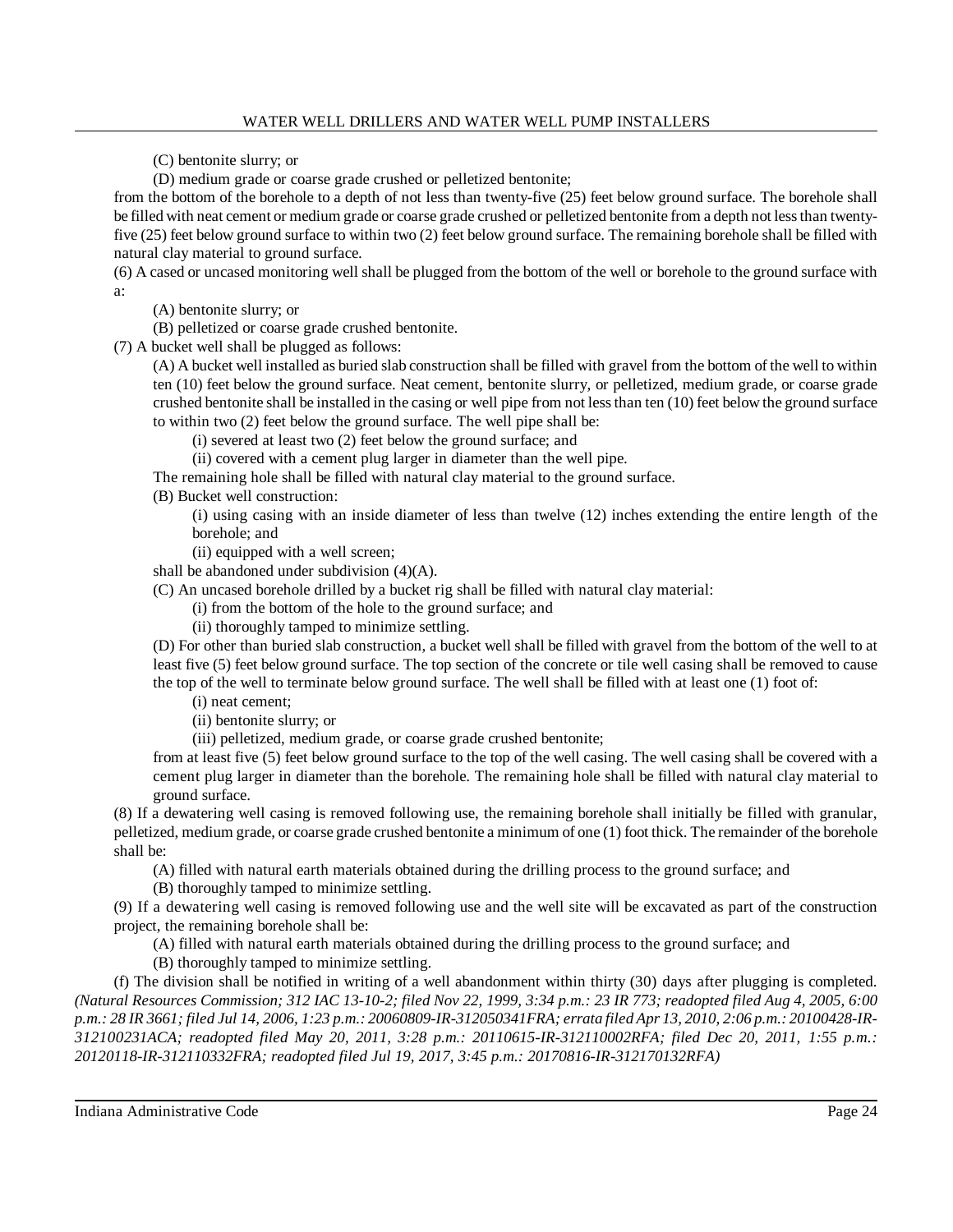(C) bentonite slurry; or

(D) medium grade or coarse grade crushed or pelletized bentonite;

from the bottom of the borehole to a depth of not less than twenty-five (25) feet below ground surface. The borehole shall be filled with neat cement or medium grade or coarse grade crushed or pelletized bentonite from a depth not less than twenty-five (25) feet below ground surface to within two (2) feet below ground surface. The remaining borehole shall be filled with natural clay material to ground surface.

(6) A cased or uncased monitoring well shall be plugged from the bottom of the well or borehole to the ground surface with a:

(A) bentonite slurry; or

(B) pelletized or coarse grade crushed bentonite.

(7) A bucket well shall be plugged as follows:

(A) A bucket well installed as buried slab construction shall be filled with gravel from the bottom of the well to within ten (10) feet below the ground surface. Neat cement, bentonite slurry, or pelletized, medium grade, or coarse grade crushed bentonite shall be installed in the casing or well pipe from not less than ten (10) feet below the ground surface to within two (2) feet below the ground surface. The well pipe shall be:

(i) severed at least two (2) feet below the ground surface; and

(ii) covered with a cement plug larger in diameter than the well pipe.

The remaining hole shall be filled with natural clay material to the ground surface.

(B) Bucket well construction:

(i) using casing with an inside diameter of less than twelve (12) inches extending the entire length of the borehole; and

(ii) equipped with a well screen;

shall be abandoned under subdivision (4)(A).

(C) An uncased borehole drilled by a bucket rig shall be filled with natural clay material:

(i) from the bottom of the hole to the ground surface; and

(ii) thoroughly tamped to minimize settling.

(D) For other than buried slab construction, a bucket well shall be filled with gravel from the bottom of the well to at least five (5) feet below ground surface. The top section of the concrete or tile well casing shall be removed to cause the top of the well to terminate below ground surface. The well shall be filled with at least one (1) foot of:

(i) neat cement;

(ii) bentonite slurry; or

(iii) pelletized, medium grade, or coarse grade crushed bentonite;

from at least five (5) feet below ground surface to the top of the well casing. The well casing shall be covered with a cement plug larger in diameter than the borehole. The remaining hole shall be filled with natural clay material to ground surface.

(8) If a dewatering well casing is removed following use, the remaining borehole shall initially be filled with granular, pelletized, medium grade, or coarse grade crushed bentonite a minimum of one (1) foot thick. The remainder of the borehole shall be:

(A) filled with natural earth materials obtained during the drilling process to the ground surface; and

(B) thoroughly tamped to minimize settling.

(9) If a dewatering well casing is removed following use and the well site will be excavated as part of the construction project, the remaining borehole shall be:

(A) filled with natural earth materials obtained during the drilling process to the ground surface; and

(B) thoroughly tamped to minimize settling.

(f) The division shall be notified in writing of a well abandonment within thirty (30) days after plugging is completed. *(Natural Resources Commission; 312 IAC 13-10-2; filed Nov 22, 1999, 3:34 p.m.: 23 IR 773; readopted filed Aug 4, 2005, 6:00 p.m.: 28 IR 3661; filed Jul 14, 2006, 1:23 p.m.: 20060809-IR-312050341FRA; errata filed Apr 13, 2010, 2:06 p.m.: 20100428-IR-312100231ACA; readopted filed May 20, 2011, 3:28 p.m.: 20110615-IR-312110002RFA; filed Dec 20, 2011, 1:55 p.m.: 20120118-IR-312110332FRA; readopted filed Jul 19, 2017, 3:45 p.m.: 20170816-IR-312170132RFA)*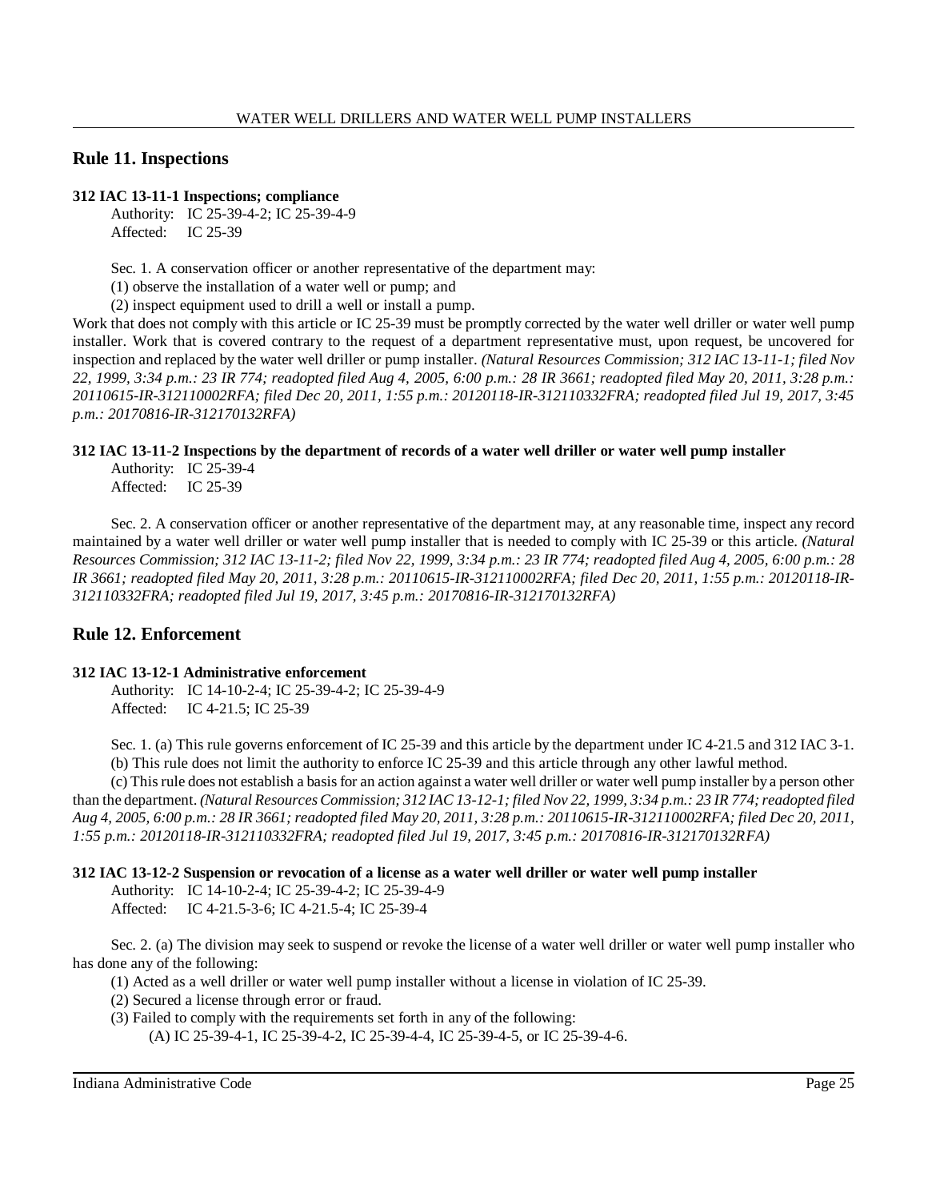## Rule 11. Inspections

**312 IAC 13-11-1 Inspections; compliance**

Authority: IC 25-39-4-2; IC 25-39-4-9
Affected: IC 25-39

Sec. 1. A conservation officer or another representative of the department may:

(1) observe the installation of a water well or pump; and

(2) inspect equipment used to drill a well or install a pump.

Work that does not comply with this article or IC 25-39 must be promptly corrected by the water well driller or water well pump installer. Work that is covered contrary to the request of a department representative must, upon request, be uncovered for inspection and replaced by the water well driller or pump installer. *(Natural Resources Commission; 312 IAC 13-11-1; filed Nov 22, 1999, 3:34 p.m.: 23 IR 774; readopted filed Aug 4, 2005, 6:00 p.m.: 28 IR 3661; readopted filed May 20, 2011, 3:28 p.m.: 20110615-IR-312110002RFA; filed Dec 20, 2011, 1:55 p.m.: 20120118-IR-312110332FRA; readopted filed Jul 19, 2017, 3:45 p.m.: 20170816-IR-312170132RFA)*

**312 IAC 13-11-2 Inspections by the department of records of a water well driller or water well pump installer**

Authority: IC 25-39-4
Affected: IC 25-39

Sec. 2. A conservation officer or another representative of the department may, at any reasonable time, inspect any record maintained by a water well driller or water well pump installer that is needed to comply with IC 25-39 or this article. *(Natural Resources Commission; 312 IAC 13-11-2; filed Nov 22, 1999, 3:34 p.m.: 23 IR 774; readopted filed Aug 4, 2005, 6:00 p.m.: 28 IR 3661; readopted filed May 20, 2011, 3:28 p.m.: 20110615-IR-312110002RFA; filed Dec 20, 2011, 1:55 p.m.: 20120118-IR-312110332FRA; readopted filed Jul 19, 2017, 3:45 p.m.: 20170816-IR-312170132RFA)*

## Rule 12. Enforcement

**312 IAC 13-12-1 Administrative enforcement**

Authority: IC 14-10-2-4; IC 25-39-4-2; IC 25-39-4-9
Affected: IC 4-21.5; IC 25-39

Sec. 1. (a) This rule governs enforcement of IC 25-39 and this article by the department under IC 4-21.5 and 312 IAC 3-1.

(b) This rule does not limit the authority to enforce IC 25-39 and this article through any other lawful method.

(c) This rule does not establish a basis for an action against a water well driller or water well pump installer by a person other than the department. *(Natural Resources Commission; 312 IAC 13-12-1; filed Nov 22, 1999, 3:34 p.m.: 23 IR 774; readopted filed Aug 4, 2005, 6:00 p.m.: 28 IR 3661; readopted filed May 20, 2011, 3:28 p.m.: 20110615-IR-312110002RFA; filed Dec 20, 2011, 1:55 p.m.: 20120118-IR-312110332FRA; readopted filed Jul 19, 2017, 3:45 p.m.: 20170816-IR-312170132RFA)*

**312 IAC 13-12-2 Suspension or revocation of a license as a water well driller or water well pump installer**

Authority: IC 14-10-2-4; IC 25-39-4-2; IC 25-39-4-9
Affected: IC 4-21.5-3-6; IC 4-21.5-4; IC 25-39-4

Sec. 2. (a) The division may seek to suspend or revoke the license of a water well driller or water well pump installer who has done any of the following:

(1) Acted as a well driller or water well pump installer without a license in violation of IC 25-39.

(2) Secured a license through error or fraud.

(3) Failed to comply with the requirements set forth in any of the following:

(A) IC 25-39-4-1, IC 25-39-4-2, IC 25-39-4-4, IC 25-39-4-5, or IC 25-39-4-6.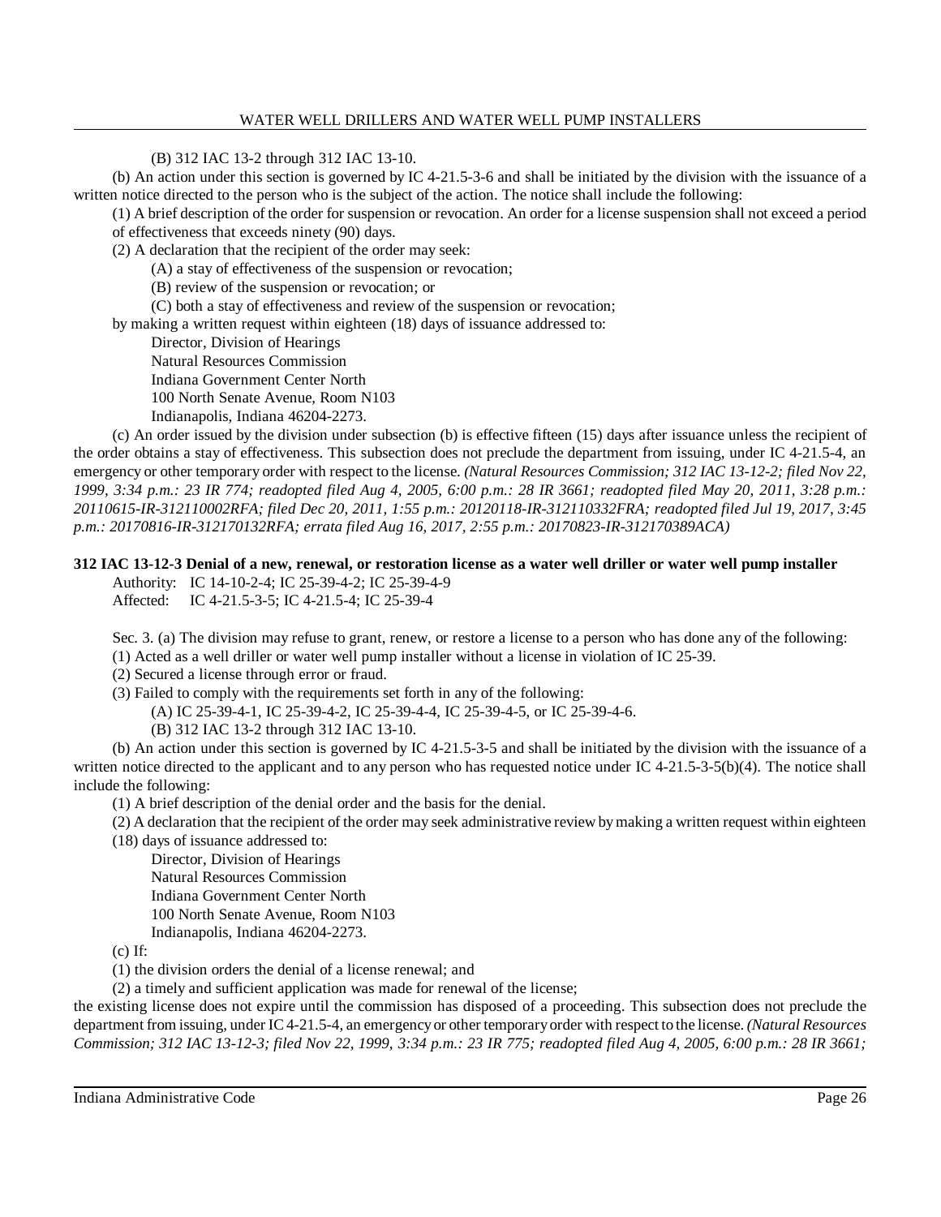(B) 312 IAC 13-2 through 312 IAC 13-10.

(b) An action under this section is governed by IC 4-21.5-3-6 and shall be initiated by the division with the issuance of a written notice directed to the person who is the subject of the action. The notice shall include the following:

(1) A brief description of the order for suspension or revocation. An order for a license suspension shall not exceed a period of effectiveness that exceeds ninety (90) days.

(2) A declaration that the recipient of the order may seek:

(A) a stay of effectiveness of the suspension or revocation;

(B) review of the suspension or revocation; or

(C) both a stay of effectiveness and review of the suspension or revocation;

by making a written request within eighteen (18) days of issuance addressed to:

Director, Division of Hearings
Natural Resources Commission
Indiana Government Center North
100 North Senate Avenue, Room N103
Indianapolis, Indiana 46204-2273.

(c) An order issued by the division under subsection (b) is effective fifteen (15) days after issuance unless the recipient of the order obtains a stay of effectiveness. This subsection does not preclude the department from issuing, under IC 4-21.5-4, an emergency or other temporary order with respect to the license. *(Natural Resources Commission; 312 IAC 13-12-2; filed Nov 22, 1999, 3:34 p.m.: 23 IR 774; readopted filed Aug 4, 2005, 6:00 p.m.: 28 IR 3661; readopted filed May 20, 2011, 3:28 p.m.: 20110615-IR-312110002RFA; filed Dec 20, 2011, 1:55 p.m.: 20120118-IR-312110332FRA; readopted filed Jul 19, 2017, 3:45 p.m.: 20170816-IR-312170132RFA; errata filed Aug 16, 2017, 2:55 p.m.: 20170823-IR-312170389ACA)*

**312 IAC 13-12-3 Denial of a new, renewal, or restoration license as a water well driller or water well pump installer**

Authority: IC 14-10-2-4; IC 25-39-4-2; IC 25-39-4-9
Affected: IC 4-21.5-3-5; IC 4-21.5-4; IC 25-39-4

Sec. 3. (a) The division may refuse to grant, renew, or restore a license to a person who has done any of the following:

(1) Acted as a well driller or water well pump installer without a license in violation of IC 25-39.

(2) Secured a license through error or fraud.

(3) Failed to comply with the requirements set forth in any of the following:

(A) IC 25-39-4-1, IC 25-39-4-2, IC 25-39-4-4, IC 25-39-4-5, or IC 25-39-4-6.

(B) 312 IAC 13-2 through 312 IAC 13-10.

(b) An action under this section is governed by IC 4-21.5-3-5 and shall be initiated by the division with the issuance of a written notice directed to the applicant and to any person who has requested notice under IC 4-21.5-3-5(b)(4). The notice shall include the following:

(1) A brief description of the denial order and the basis for the denial.

(2) A declaration that the recipient of the order may seek administrative review by making a written request within eighteen (18) days of issuance addressed to:

Director, Division of Hearings
Natural Resources Commission
Indiana Government Center North
100 North Senate Avenue, Room N103
Indianapolis, Indiana 46204-2273.

(c) If:

(1) the division orders the denial of a license renewal; and

(2) a timely and sufficient application was made for renewal of the license;

the existing license does not expire until the commission has disposed of a proceeding. This subsection does not preclude the department from issuing, under IC 4-21.5-4, an emergency or other temporary order with respect to the license. *(Natural Resources Commission; 312 IAC 13-12-3; filed Nov 22, 1999, 3:34 p.m.: 23 IR 775; readopted filed Aug 4, 2005, 6:00 p.m.: 28 IR 3661;*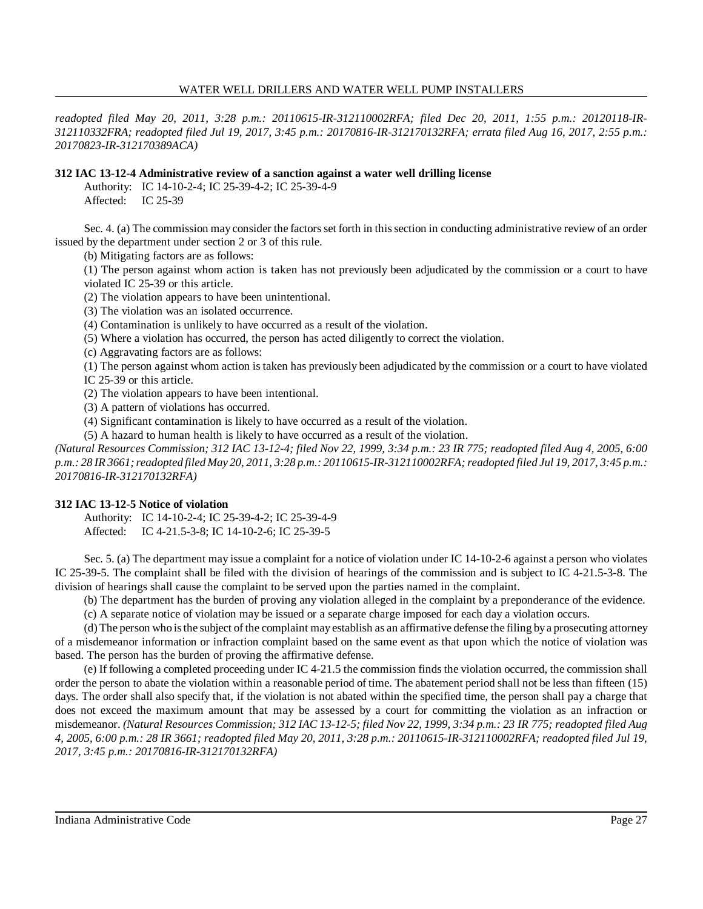*readopted filed May 20, 2011, 3:28 p.m.: 20110615-IR-312110002RFA; filed Dec 20, 2011, 1:55 p.m.: 20120118-IR-312110332FRA; readopted filed Jul 19, 2017, 3:45 p.m.: 20170816-IR-312170132RFA; errata filed Aug 16, 2017, 2:55 p.m.: 20170823-IR-312170389ACA)*

**312 IAC 13-12-4 Administrative review of a sanction against a water well drilling license**

Authority: IC 14-10-2-4; IC 25-39-4-2; IC 25-39-4-9
Affected: IC 25-39

Sec. 4. (a) The commission may consider the factors set forth in this section in conducting administrative review of an order issued by the department under section 2 or 3 of this rule.

(b) Mitigating factors are as follows:

(1) The person against whom action is taken has not previously been adjudicated by the commission or a court to have violated IC 25-39 or this article.

(2) The violation appears to have been unintentional.

(3) The violation was an isolated occurrence.

(4) Contamination is unlikely to have occurred as a result of the violation.

(5) Where a violation has occurred, the person has acted diligently to correct the violation.

(c) Aggravating factors are as follows:

(1) The person against whom action is taken has previously been adjudicated by the commission or a court to have violated IC 25-39 or this article.

(2) The violation appears to have been intentional.

(3) A pattern of violations has occurred.

(4) Significant contamination is likely to have occurred as a result of the violation.

(5) A hazard to human health is likely to have occurred as a result of the violation.

*(Natural Resources Commission; 312 IAC 13-12-4; filed Nov 22, 1999, 3:34 p.m.: 23 IR 775; readopted filed Aug 4, 2005, 6:00 p.m.: 28 IR 3661; readopted filed May 20, 2011, 3:28 p.m.: 20110615-IR-312110002RFA; readopted filed Jul 19, 2017, 3:45 p.m.: 20170816-IR-312170132RFA)*

**312 IAC 13-12-5 Notice of violation**

Authority: IC 14-10-2-4; IC 25-39-4-2; IC 25-39-4-9
Affected: IC 4-21.5-3-8; IC 14-10-2-6; IC 25-39-5

Sec. 5. (a) The department may issue a complaint for a notice of violation under IC 14-10-2-6 against a person who violates IC 25-39-5. The complaint shall be filed with the division of hearings of the commission and is subject to IC 4-21.5-3-8. The division of hearings shall cause the complaint to be served upon the parties named in the complaint.

(b) The department has the burden of proving any violation alleged in the complaint by a preponderance of the evidence.

(c) A separate notice of violation may be issued or a separate charge imposed for each day a violation occurs.

(d) The person who is the subject of the complaint may establish as an affirmative defense the filing by a prosecuting attorney of a misdemeanor information or infraction complaint based on the same event as that upon which the notice of violation was based. The person has the burden of proving the affirmative defense.

(e) If following a completed proceeding under IC 4-21.5 the commission finds the violation occurred, the commission shall order the person to abate the violation within a reasonable period of time. The abatement period shall not be less than fifteen (15) days. The order shall also specify that, if the violation is not abated within the specified time, the person shall pay a charge that does not exceed the maximum amount that may be assessed by a court for committing the violation as an infraction or misdemeanor. *(Natural Resources Commission; 312 IAC 13-12-5; filed Nov 22, 1999, 3:34 p.m.: 23 IR 775; readopted filed Aug 4, 2005, 6:00 p.m.: 28 IR 3661; readopted filed May 20, 2011, 3:28 p.m.: 20110615-IR-312110002RFA; readopted filed Jul 19, 2017, 3:45 p.m.: 20170816-IR-312170132RFA)*